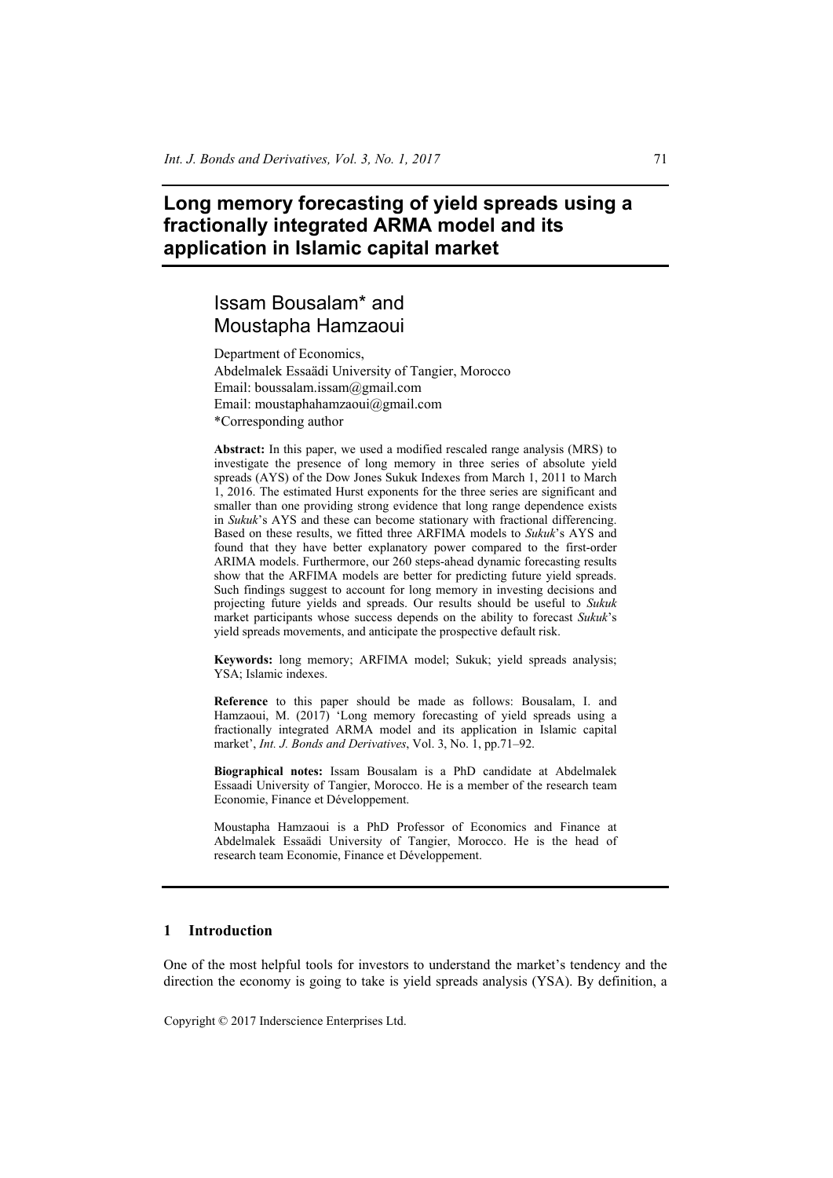# Long memory forecasting of yield spreads using a fractionally integrated ARMA model and its application in Islamic capital market

## Issam Bousalam* and Moustapha Hamzaoui

Department of Economics,
Abdelmalek Essaädi University of Tangier, Morocco
Email: boussalam.issam@gmail.com
Email: moustaphahamzaoui@gmail.com
*Corresponding author

**Abstract:** In this paper, we used a modified rescaled range analysis (MRS) to investigate the presence of long memory in three series of absolute yield spreads (AYS) of the Dow Jones Sukuk Indexes from March 1, 2011 to March 1, 2016. The estimated Hurst exponents for the three series are significant and smaller than one providing strong evidence that long range dependence exists in *Sukuk*'s AYS and these can become stationary with fractional differencing. Based on these results, we fitted three ARFIMA models to *Sukuk*'s AYS and found that they have better explanatory power compared to the first-order ARIMA models. Furthermore, our 260 steps-ahead dynamic forecasting results show that the ARFIMA models are better for predicting future yield spreads. Such findings suggest to account for long memory in investing decisions and projecting future yields and spreads. Our results should be useful to *Sukuk* market participants whose success depends on the ability to forecast *Sukuk*'s yield spreads movements, and anticipate the prospective default risk.

**Keywords:** long memory; ARFIMA model; Sukuk; yield spreads analysis; YSA; Islamic indexes.

**Reference** to this paper should be made as follows: Bousalam, I. and Hamzaoui, M. (2017) 'Long memory forecasting of yield spreads using a fractionally integrated ARMA model and its application in Islamic capital market', *Int. J. Bonds and Derivatives*, Vol. 3, No. 1, pp.71–92.

**Biographical notes:** Issam Bousalam is a PhD candidate at Abdelmalek Essaadi University of Tangier, Morocco. He is a member of the research team Economie, Finance et Développement.

Moustapha Hamzaoui is a PhD Professor of Economics and Finance at Abdelmalek Essaädi University of Tangier, Morocco. He is the head of research team Economie, Finance et Développement.

## 1 Introduction

One of the most helpful tools for investors to understand the market's tendency and the direction the economy is going to take is yield spreads analysis (YSA). By definition, a

Copyright © 2017 Inderscience Enterprises Ltd.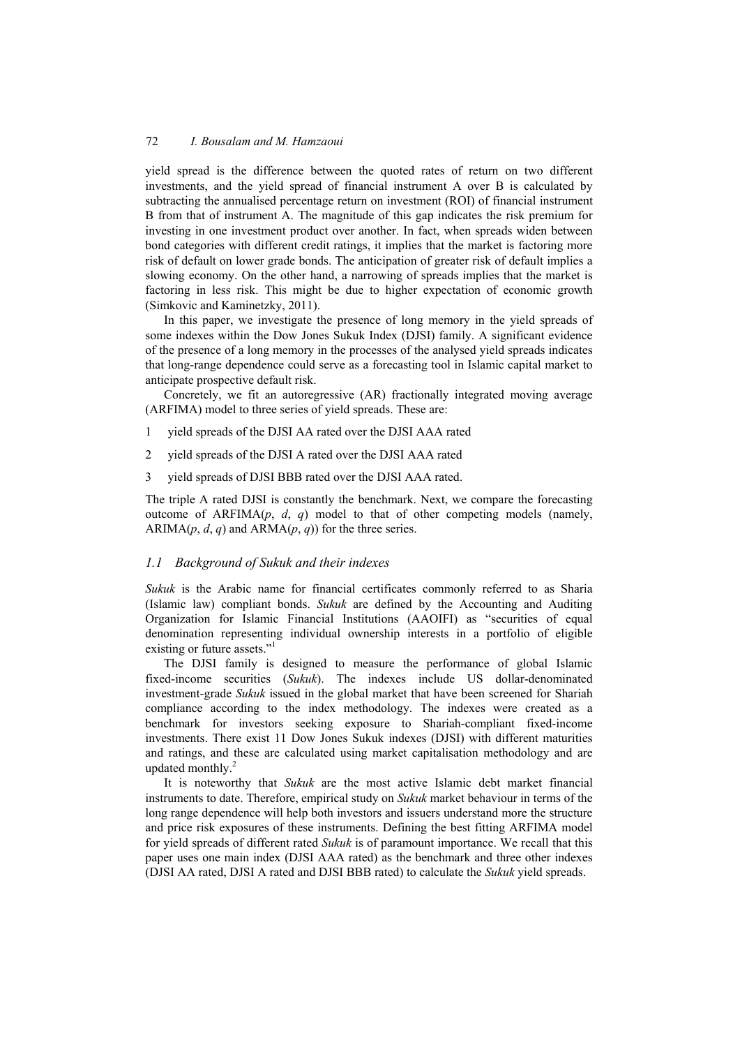yield spread is the difference between the quoted rates of return on two different investments, and the yield spread of financial instrument A over B is calculated by subtracting the annualised percentage return on investment (ROI) of financial instrument B from that of instrument A. The magnitude of this gap indicates the risk premium for investing in one investment product over another. In fact, when spreads widen between bond categories with different credit ratings, it implies that the market is factoring more risk of default on lower grade bonds. The anticipation of greater risk of default implies a slowing economy. On the other hand, a narrowing of spreads implies that the market is factoring in less risk. This might be due to higher expectation of economic growth (Simkovic and Kaminetzky, 2011).

In this paper, we investigate the presence of long memory in the yield spreads of some indexes within the Dow Jones Sukuk Index (DJSI) family. A significant evidence of the presence of a long memory in the processes of the analysed yield spreads indicates that long-range dependence could serve as a forecasting tool in Islamic capital market to anticipate prospective default risk.

Concretely, we fit an autoregressive (AR) fractionally integrated moving average (ARFIMA) model to three series of yield spreads. These are:

1. yield spreads of the DJSI AA rated over the DJSI AAA rated
2. yield spreads of the DJSI A rated over the DJSI AAA rated
3. yield spreads of DJSI BBB rated over the DJSI AAA rated.

The triple A rated DJSI is constantly the benchmark. Next, we compare the forecasting outcome of ARFIMA($p$, $d$, $q$) model to that of other competing models (namely, ARIMA($p$, $d$, $q$) and ARMA($p$, $q$)) for the three series.

### 1.1 Background of Sukuk and their indexes

*Sukuk* is the Arabic name for financial certificates commonly referred to as Sharia (Islamic law) compliant bonds. *Sukuk* are defined by the Accounting and Auditing Organization for Islamic Financial Institutions (AAOIFI) as "securities of equal denomination representing individual ownership interests in a portfolio of eligible existing or future assets."[1]

The DJSI family is designed to measure the performance of global Islamic fixed-income securities (*Sukuk*). The indexes include US dollar-denominated investment-grade *Sukuk* issued in the global market that have been screened for Shariah compliance according to the index methodology. The indexes were created as a benchmark for investors seeking exposure to Shariah-compliant fixed-income investments. There exist 11 Dow Jones Sukuk indexes (DJSI) with different maturities and ratings, and these are calculated using market capitalisation methodology and are updated monthly.[2]

It is noteworthy that *Sukuk* are the most active Islamic debt market financial instruments to date. Therefore, empirical study on *Sukuk* market behaviour in terms of the long range dependence will help both investors and issuers understand more the structure and price risk exposures of these instruments. Defining the best fitting ARFIMA model for yield spreads of different rated *Sukuk* is of paramount importance. We recall that this paper uses one main index (DJSI AAA rated) as the benchmark and three other indexes (DJSI AA rated, DJSI A rated and DJSI BBB rated) to calculate the *Sukuk* yield spreads.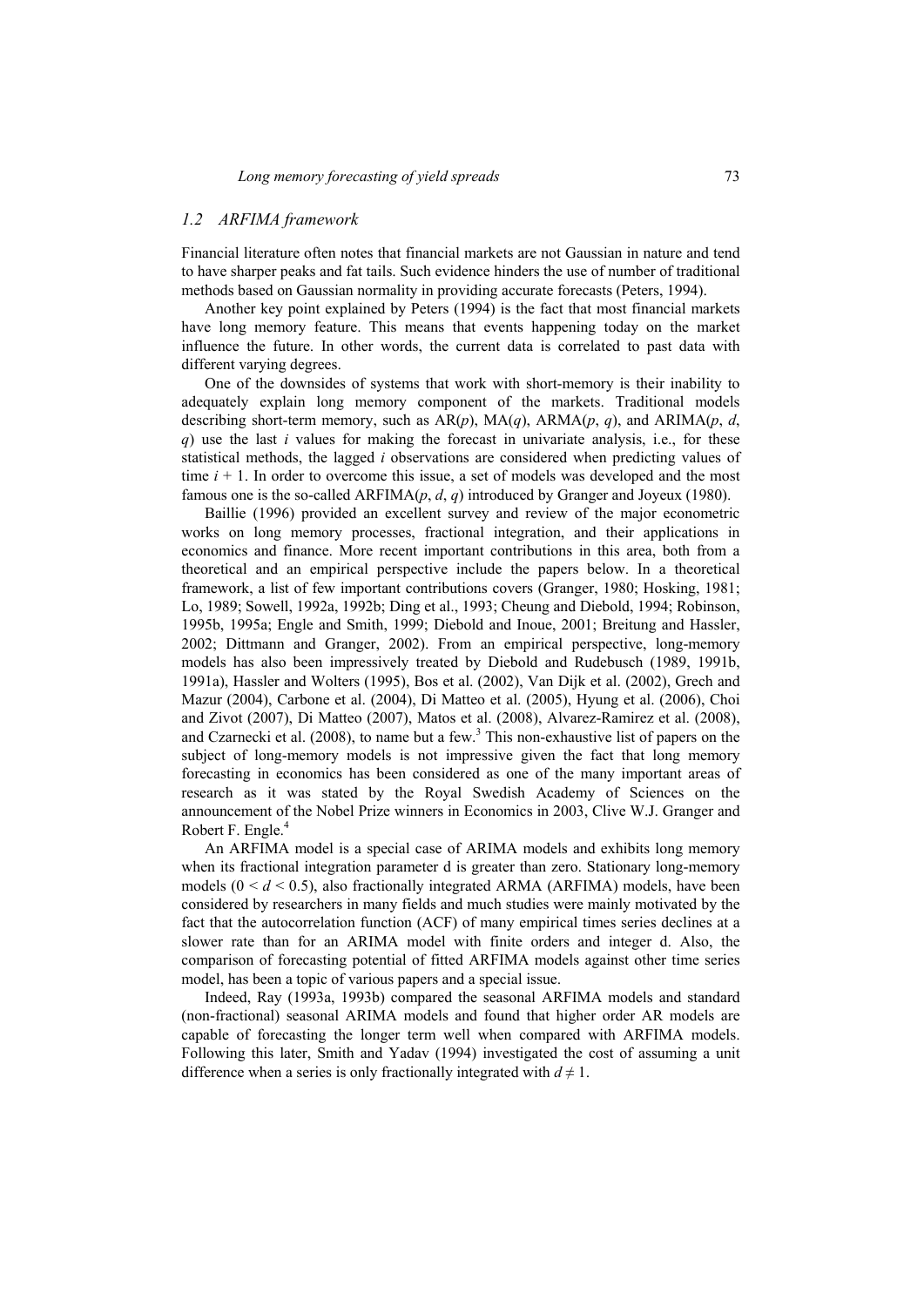### 1.2 ARFIMA framework

Financial literature often notes that financial markets are not Gaussian in nature and tend to have sharper peaks and fat tails. Such evidence hinders the use of number of traditional methods based on Gaussian normality in providing accurate forecasts (Peters, 1994).

Another key point explained by Peters (1994) is the fact that most financial markets have long memory feature. This means that events happening today on the market influence the future. In other words, the current data is correlated to past data with different varying degrees.

One of the downsides of systems that work with short-memory is their inability to adequately explain long memory component of the markets. Traditional models describing short-term memory, such as AR($p$), MA($q$), ARMA($p$, $q$), and ARIMA($p$, $d$, $q$) use the last $i$ values for making the forecast in univariate analysis, i.e., for these statistical methods, the lagged $i$ observations are considered when predicting values of time $i + 1$. In order to overcome this issue, a set of models was developed and the most famous one is the so-called ARFIMA($p$, $d$, $q$) introduced by Granger and Joyeux (1980).

Baillie (1996) provided an excellent survey and review of the major econometric works on long memory processes, fractional integration, and their applications in economics and finance. More recent important contributions in this area, both from a theoretical and an empirical perspective include the papers below. In a theoretical framework, a list of few important contributions covers (Granger, 1980; Hosking, 1981; Lo, 1989; Sowell, 1992a, 1992b; Ding et al., 1993; Cheung and Diebold, 1994; Robinson, 1995b, 1995a; Engle and Smith, 1999; Diebold and Inoue, 2001; Breitung and Hassler, 2002; Dittmann and Granger, 2002). From an empirical perspective, long-memory models has also been impressively treated by Diebold and Rudebusch (1989, 1991b, 1991a), Hassler and Wolters (1995), Bos et al. (2002), Van Dijk et al. (2002), Grech and Mazur (2004), Carbone et al. (2004), Di Matteo et al. (2005), Hyung et al. (2006), Choi and Zivot (2007), Di Matteo (2007), Matos et al. (2008), Alvarez-Ramirez et al. (2008), and Czarnecki et al. (2008), to name but a few.[3] This non-exhaustive list of papers on the subject of long-memory models is not impressive given the fact that long memory forecasting in economics has been considered as one of the many important areas of research as it was stated by the Royal Swedish Academy of Sciences on the announcement of the Nobel Prize winners in Economics in 2003, Clive W.J. Granger and Robert F. Engle.[4]

An ARFIMA model is a special case of ARIMA models and exhibits long memory when its fractional integration parameter d is greater than zero. Stationary long-memory models ($0 < d < 0.5$), also fractionally integrated ARMA (ARFIMA) models, have been considered by researchers in many fields and much studies were mainly motivated by the fact that the autocorrelation function (ACF) of many empirical times series declines at a slower rate than for an ARIMA model with finite orders and integer d. Also, the comparison of forecasting potential of fitted ARFIMA models against other time series model, has been a topic of various papers and a special issue.

Indeed, Ray (1993a, 1993b) compared the seasonal ARFIMA models and standard (non-fractional) seasonal ARIMA models and found that higher order AR models are capable of forecasting the longer term well when compared with ARFIMA models. Following this later, Smith and Yadav (1994) investigated the cost of assuming a unit difference when a series is only fractionally integrated with $d \neq 1$.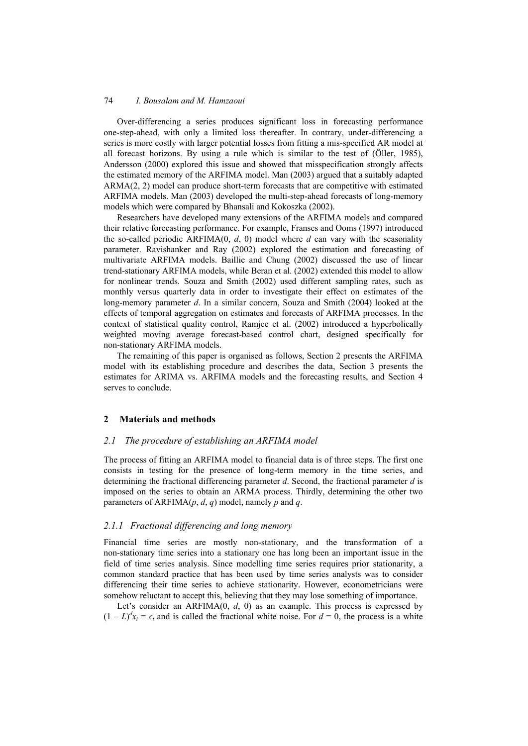Over-differencing a series produces significant loss in forecasting performance one-step-ahead, with only a limited loss thereafter. In contrary, under-differencing a series is more costly with larger potential losses from fitting a mis-specified AR model at all forecast horizons. By using a rule which is similar to the test of (Öller, 1985), Andersson (2000) explored this issue and showed that misspecification strongly affects the estimated memory of the ARFIMA model. Man (2003) argued that a suitably adapted ARMA(2, 2) model can produce short-term forecasts that are competitive with estimated ARFIMA models. Man (2003) developed the multi-step-ahead forecasts of long-memory models which were compared by Bhansali and Kokoszka (2002).

Researchers have developed many extensions of the ARFIMA models and compared their relative forecasting performance. For example, Franses and Ooms (1997) introduced the so-called periodic ARFIMA(0, *d*, 0) model where *d* can vary with the seasonality parameter. Ravishanker and Ray (2002) explored the estimation and forecasting of multivariate ARFIMA models. Baillie and Chung (2002) discussed the use of linear trend-stationary ARFIMA models, while Beran et al. (2002) extended this model to allow for nonlinear trends. Souza and Smith (2002) used different sampling rates, such as monthly versus quarterly data in order to investigate their effect on estimates of the long-memory parameter *d*. In a similar concern, Souza and Smith (2004) looked at the effects of temporal aggregation on estimates and forecasts of ARFIMA processes. In the context of statistical quality control, Ramjee et al. (2002) introduced a hyperbolically weighted moving average forecast-based control chart, designed specifically for non-stationary ARFIMA models.

The remaining of this paper is organised as follows, Section 2 presents the ARFIMA model with its establishing procedure and describes the data, Section 3 presents the estimates for ARIMA vs. ARFIMA models and the forecasting results, and Section 4 serves to conclude.

## 2 Materials and methods

### *2.1 The procedure of establishing an ARFIMA model*

The process of fitting an ARFIMA model to financial data is of three steps. The first one consists in testing for the presence of long-term memory in the time series, and determining the fractional differencing parameter *d*. Second, the fractional parameter *d* is imposed on the series to obtain an ARMA process. Thirdly, determining the other two parameters of ARFIMA(*p*, *d*, *q*) model, namely *p* and *q*.

#### *2.1.1 Fractional differencing and long memory*

Financial time series are mostly non-stationary, and the transformation of a non-stationary time series into a stationary one has long been an important issue in the field of time series analysis. Since modelling time series requires prior stationarity, a common standard practice that has been used by time series analysts was to consider differencing their time series to achieve stationarity. However, econometricians were somehow reluctant to accept this, believing that they may lose something of importance.

Let's consider an ARFIMA(0, *d*, 0) as an example. This process is expressed by $(1 - L)^d x_i = \epsilon_t$ and is called the fractional white noise. For $d = 0$, the process is a white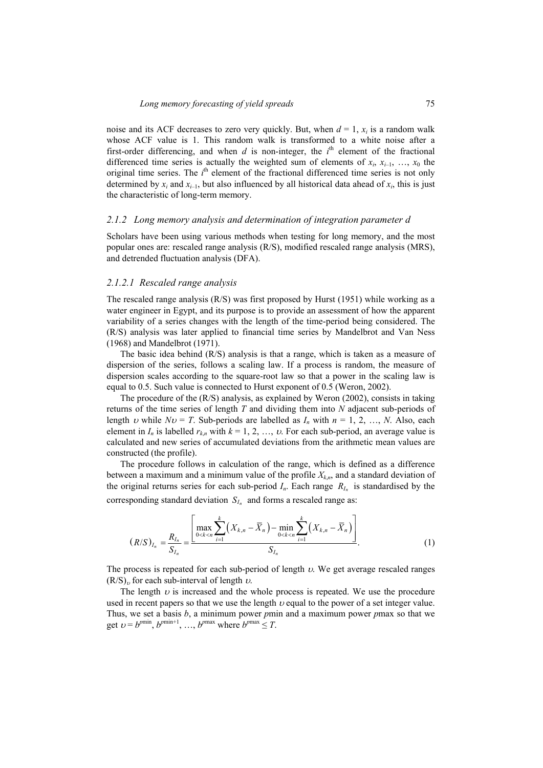noise and its ACF decreases to zero very quickly. But, when $d = 1$, $x_i$ is a random walk whose ACF value is 1. This random walk is transformed to a white noise after a first-order differencing, and when $d$ is non-integer, the $i^{\text{th}}$ element of the fractional differenced time series is actually the weighted sum of elements of $x_i$, $x_{i-1}$, …, $x_0$ the original time series. The $i^{\text{th}}$ element of the fractional differenced time series is not only determined by $x_i$ and $x_{i-1}$, but also influenced by all historical data ahead of $x_i$, this is just the characteristic of long-term memory.

### 2.1.2 Long memory analysis and determination of integration parameter d

Scholars have been using various methods when testing for long memory, and the most popular ones are: rescaled range analysis (R/S), modified rescaled range analysis (MRS), and detrended fluctuation analysis (DFA).

#### 2.1.2.1 Rescaled range analysis

The rescaled range analysis (R/S) was first proposed by Hurst (1951) while working as a water engineer in Egypt, and its purpose is to provide an assessment of how the apparent variability of a series changes with the length of the time-period being considered. The (R/S) analysis was later applied to financial time series by Mandelbrot and Van Ness (1968) and Mandelbrot (1971).

The basic idea behind (R/S) analysis is that a range, which is taken as a measure of dispersion of the series, follows a scaling law. If a process is random, the measure of dispersion scales according to the square-root law so that a power in the scaling law is equal to 0.5. Such value is connected to Hurst exponent of 0.5 (Weron, 2002).

The procedure of the (R/S) analysis, as explained by Weron (2002), consists in taking returns of the time series of length $T$ and dividing them into $N$ adjacent sub-periods of length $\upsilon$ while $N\upsilon = T$. Sub-periods are labelled as $I_n$ with $n = 1, 2, \ldots, N$. Also, each element in $I_n$ is labelled $r_{k,n}$ with $k = 1, 2, \ldots, \upsilon$. For each sub-period, an average value is calculated and new series of accumulated deviations from the arithmetic mean values are constructed (the profile).

The procedure follows in calculation of the range, which is defined as a difference between a maximum and a minimum value of the profile $X_{k,n}$, and a standard deviation of the original returns series for each sub-period $I_n$. Each range $R_{I_n}$ is standardised by the corresponding standard deviation $S_{I_n}$ and forms a rescaled range as:

$$(R/S)_{I_n} = \frac{R_{I_n}}{S_{I_n}} = \frac{\left[\max\limits_{0<k<n} \sum_{i=1}^{k}\left(X_{k,n} - \bar{X}_n\right) - \min\limits_{0<k<n} \sum_{i=1}^{k}\left(X_{k,n} - \bar{X}_n\right)\right]}{S_{I_n}}. \tag{1}$$

The process is repeated for each sub-period of length $\upsilon$. We get average rescaled ranges $(R/S)_\upsilon$ for each sub-interval of length $\upsilon$.

The length $\upsilon$ is increased and the whole process is repeated. We use the procedure used in recent papers so that we use the length $\upsilon$ equal to the power of a set integer value. Thus, we set a basis $b$, a minimum power $p$min and a maximum power $p$max so that we get $\upsilon = b^{p\min}, b^{p\min+1}, \ldots, b^{p\max}$ where $b^{p\max} \le T$.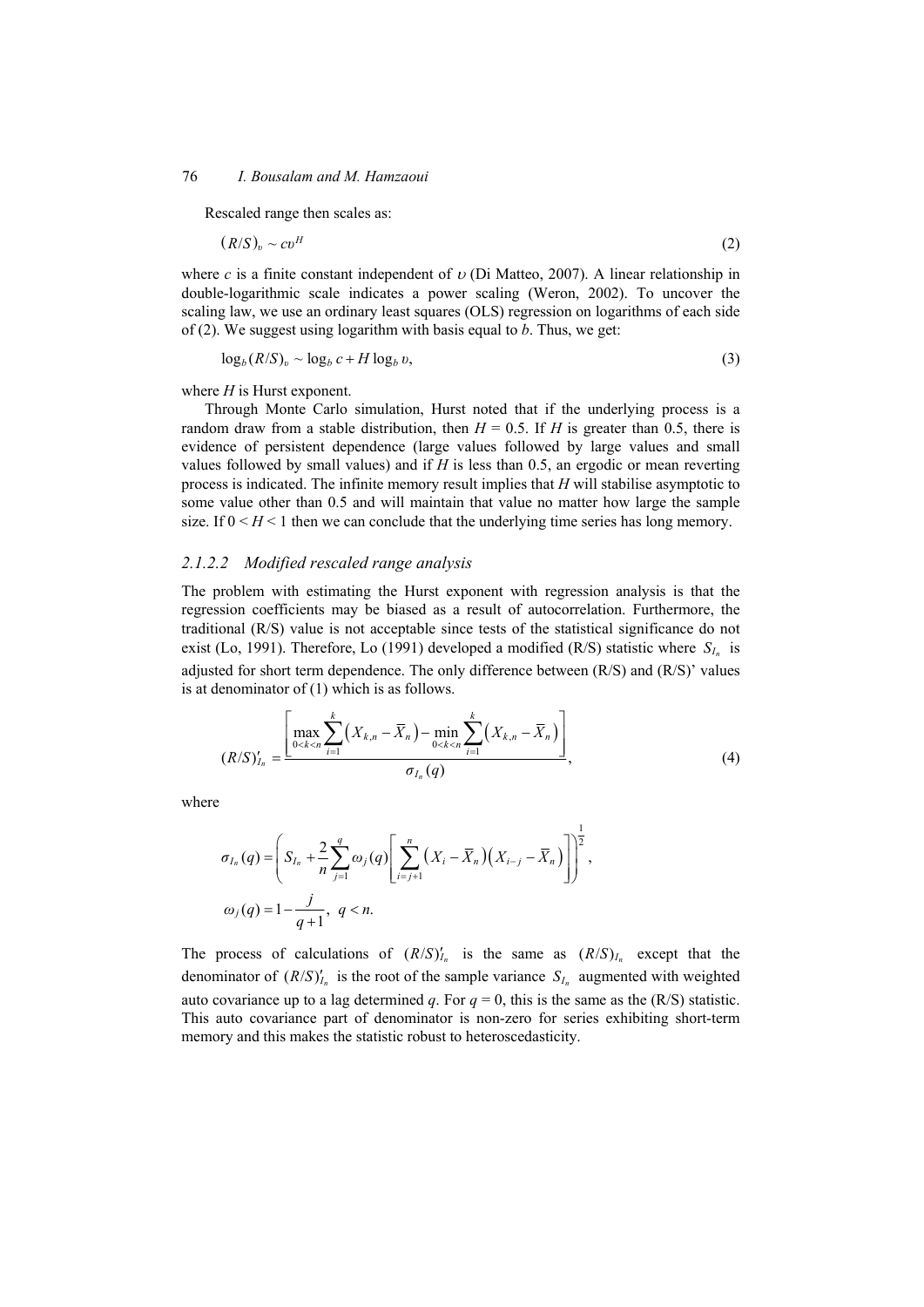Rescaled range then scales as:

$$(R/S)_\upsilon \sim c\upsilon^H \tag{2}$$

where $c$ is a finite constant independent of $\upsilon$ (Di Matteo, 2007). A linear relationship in double-logarithmic scale indicates a power scaling (Weron, 2002). To uncover the scaling law, we use an ordinary least squares (OLS) regression on logarithms of each side of (2). We suggest using logarithm with basis equal to $b$. Thus, we get:

$$\log_b (R/S)_\upsilon \sim \log_b c + H \log_b \upsilon, \tag{3}$$

where $H$ is Hurst exponent.

Through Monte Carlo simulation, Hurst noted that if the underlying process is a random draw from a stable distribution, then $H = 0.5$. If $H$ is greater than 0.5, there is evidence of persistent dependence (large values followed by large values and small values followed by small values) and if $H$ is less than 0.5, an ergodic or mean reverting process is indicated. The infinite memory result implies that $H$ will stabilise asymptotic to some value other than 0.5 and will maintain that value no matter how large the sample size. If $0 < H < 1$ then we can conclude that the underlying time series has long memory.

#### 2.1.2.2 Modified rescaled range analysis

The problem with estimating the Hurst exponent with regression analysis is that the regression coefficients may be biased as a result of autocorrelation. Furthermore, the traditional (R/S) value is not acceptable since tests of the statistical significance do not exist (Lo, 1991). Therefore, Lo (1991) developed a modified (R/S) statistic where $S_{I_n}$ is adjusted for short term dependence. The only difference between (R/S) and (R/S)' values is at denominator of (1) which is as follows.

$$(R/S)'_{I_n} = \frac{\left[ \max\limits_{0<k<n} \sum_{i=1}^{k} \left( X_{k,n} - \bar{X}_n \right) - \min\limits_{0<k<n} \sum_{i=1}^{k} \left( X_{k,n} - \bar{X}_n \right) \right]}{\sigma_{I_n}(q)}, \tag{4}$$

where

$$\sigma_{I_n}(q) = \left( S_{I_n} + \frac{2}{n} \sum_{j=1}^{q} \omega_j(q) \left[ \sum_{i=j+1}^{n} \left( X_i - \bar{X}_n \right)\left( X_{i-j} - \bar{X}_n \right) \right] \right)^{\frac{1}{2}},$$

$$\omega_j(q) = 1 - \frac{j}{q+1}, \quad q < n.$$

The process of calculations of $(R/S)'_{I_n}$ is the same as $(R/S)_{I_n}$ except that the denominator of $(R/S)'_{I_n}$ is the root of the sample variance $S_{I_n}$ augmented with weighted auto covariance up to a lag determined $q$. For $q = 0$, this is the same as the (R/S) statistic. This auto covariance part of denominator is non-zero for series exhibiting short-term memory and this makes the statistic robust to heteroscedasticity.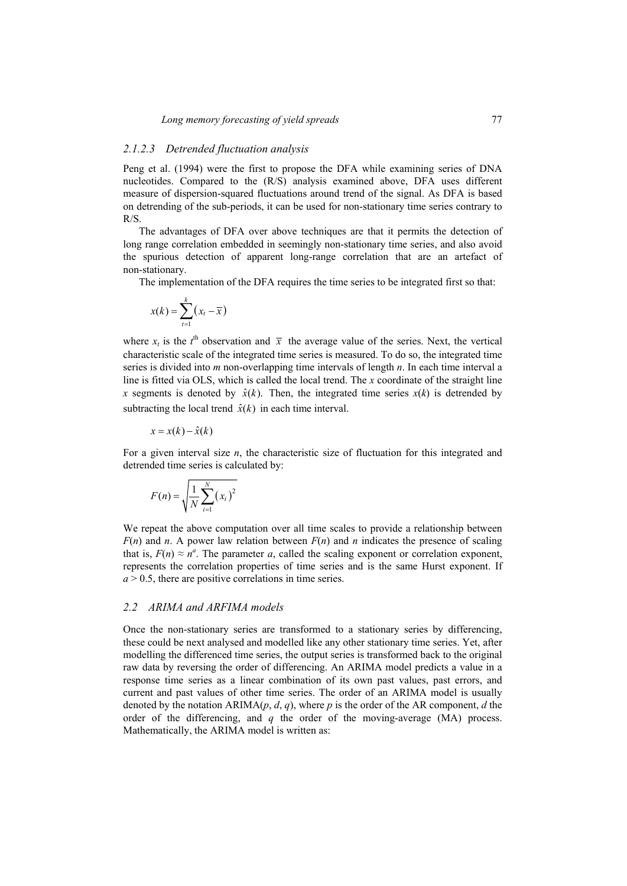### 2.1.2.3 Detrended fluctuation analysis

Peng et al. (1994) were the first to propose the DFA while examining series of DNA nucleotides. Compared to the (R/S) analysis examined above, DFA uses different measure of dispersion-squared fluctuations around trend of the signal. As DFA is based on detrending of the sub-periods, it can be used for non-stationary time series contrary to R/S.

The advantages of DFA over above techniques are that it permits the detection of long range correlation embedded in seemingly non-stationary time series, and also avoid the spurious detection of apparent long-range correlation that are an artefact of non-stationary.

The implementation of the DFA requires the time series to be integrated first so that:

$$x(k) = \sum_{t=1}^{k} \left( x_t - \overline{x} \right)$$

where $x_t$ is the $t^{\text{th}}$ observation and $\overline{x}$ the average value of the series. Next, the vertical characteristic scale of the integrated time series is measured. To do so, the integrated time series is divided into *m* non-overlapping time intervals of length *n*. In each time interval a line is fitted via OLS, which is called the local trend. The *x* coordinate of the straight line *x* segments is denoted by $\hat{x}(k)$. Then, the integrated time series $x(k)$ is detrended by subtracting the local trend $\hat{x}(k)$ in each time interval.

$$x = x(k) - \hat{x}(k)$$

For a given interval size *n*, the characteristic size of fluctuation for this integrated and detrended time series is calculated by:

$$F(n) = \sqrt{\frac{1}{N} \sum_{i=1}^{N} \left( x_i \right)^2}$$

We repeat the above computation over all time scales to provide a relationship between $F(n)$ and *n*. A power law relation between $F(n)$ and *n* indicates the presence of scaling that is, $F(n) \approx n^a$. The parameter *a*, called the scaling exponent or correlation exponent, represents the correlation properties of time series and is the same Hurst exponent. If $a > 0.5$, there are positive correlations in time series.

## 2.2 ARIMA and ARFIMA models

Once the non-stationary series are transformed to a stationary series by differencing, these could be next analysed and modelled like any other stationary time series. Yet, after modelling the differenced time series, the output series is transformed back to the original raw data by reversing the order of differencing. An ARIMA model predicts a value in a response time series as a linear combination of its own past values, past errors, and current and past values of other time series. The order of an ARIMA model is usually denoted by the notation ARIMA(*p*, *d*, *q*), where *p* is the order of the AR component, *d* the order of the differencing, and *q* the order of the moving-average (MA) process. Mathematically, the ARIMA model is written as: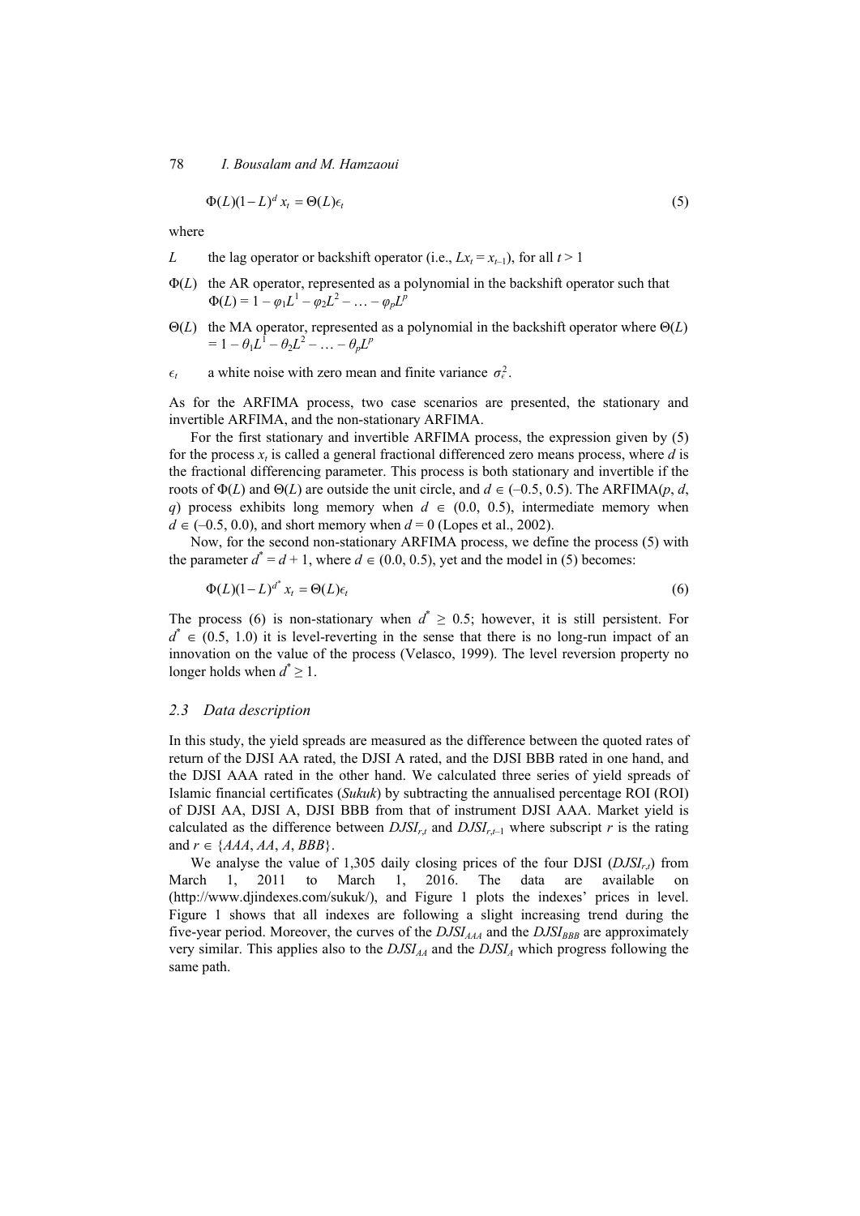$$\Phi(L)(1-L)^d x_t = \Theta(L)\epsilon_t \tag{5}$$

where

$L$ the lag operator or backshift operator (i.e., $Lx_t = x_{t-1}$), for all $t > 1$

$\Phi(L)$ the AR operator, represented as a polynomial in the backshift operator such that $\Phi(L) = 1 - \varphi_1 L^1 - \varphi_2 L^2 - \ldots - \varphi_p L^p$

$\Theta(L)$ the MA operator, represented as a polynomial in the backshift operator where $\Theta(L) = 1 - \theta_1 L^1 - \theta_2 L^2 - \ldots - \theta_p L^p$

$\epsilon_t$ a white noise with zero mean and finite variance $\sigma_\epsilon^2$.

As for the ARFIMA process, two case scenarios are presented, the stationary and invertible ARFIMA, and the non-stationary ARFIMA.

For the first stationary and invertible ARFIMA process, the expression given by (5) for the process $x_t$ is called a general fractional differenced zero means process, where $d$ is the fractional differencing parameter. This process is both stationary and invertible if the roots of $\Phi(L)$ and $\Theta(L)$ are outside the unit circle, and $d \in (-0.5, 0.5)$. The ARFIMA($p$, $d$, $q$) process exhibits long memory when $d \in (0.0, 0.5)$, intermediate memory when $d \in (-0.5, 0.0)$, and short memory when $d = 0$ (Lopes et al., 2002).

Now, for the second non-stationary ARFIMA process, we define the process (5) with the parameter $d^* = d + 1$, where $d \in (0.0, 0.5)$, yet and the model in (5) becomes:

$$\Phi(L)(1-L)^{d^*} x_t = \Theta(L)\epsilon_t \tag{6}$$

The process (6) is non-stationary when $d^* \geq 0.5$; however, it is still persistent. For $d^* \in (0.5, 1.0)$ it is level-reverting in the sense that there is no long-run impact of an innovation on the value of the process (Velasco, 1999). The level reversion property no longer holds when $d^* \geq 1$.

### 2.3 Data description

In this study, the yield spreads are measured as the difference between the quoted rates of return of the DJSI AA rated, the DJSI A rated, and the DJSI BBB rated in one hand, and the DJSI AAA rated in the other hand. We calculated three series of yield spreads of Islamic financial certificates (*Sukuk*) by subtracting the annualised percentage ROI (ROI) of DJSI AA, DJSI A, DJSI BBB from that of instrument DJSI AAA. Market yield is calculated as the difference between $DJSI_{r,t}$ and $DJSI_{r,t-1}$ where subscript $r$ is the rating and $r \in \{AAA, AA, A, BBB\}$.

We analyse the value of 1,305 daily closing prices of the four DJSI ($DJSI_{r,t}$) from March 1, 2011 to March 1, 2016. The data are available on (http://www.djindexes.com/sukuk/), and Figure 1 plots the indexes' prices in level. Figure 1 shows that all indexes are following a slight increasing trend during the five-year period. Moreover, the curves of the $DJSI_{AAA}$ and the $DJSI_{BBB}$ are approximately very similar. This applies also to the $DJSI_{AA}$ and the $DJSI_A$ which progress following the same path.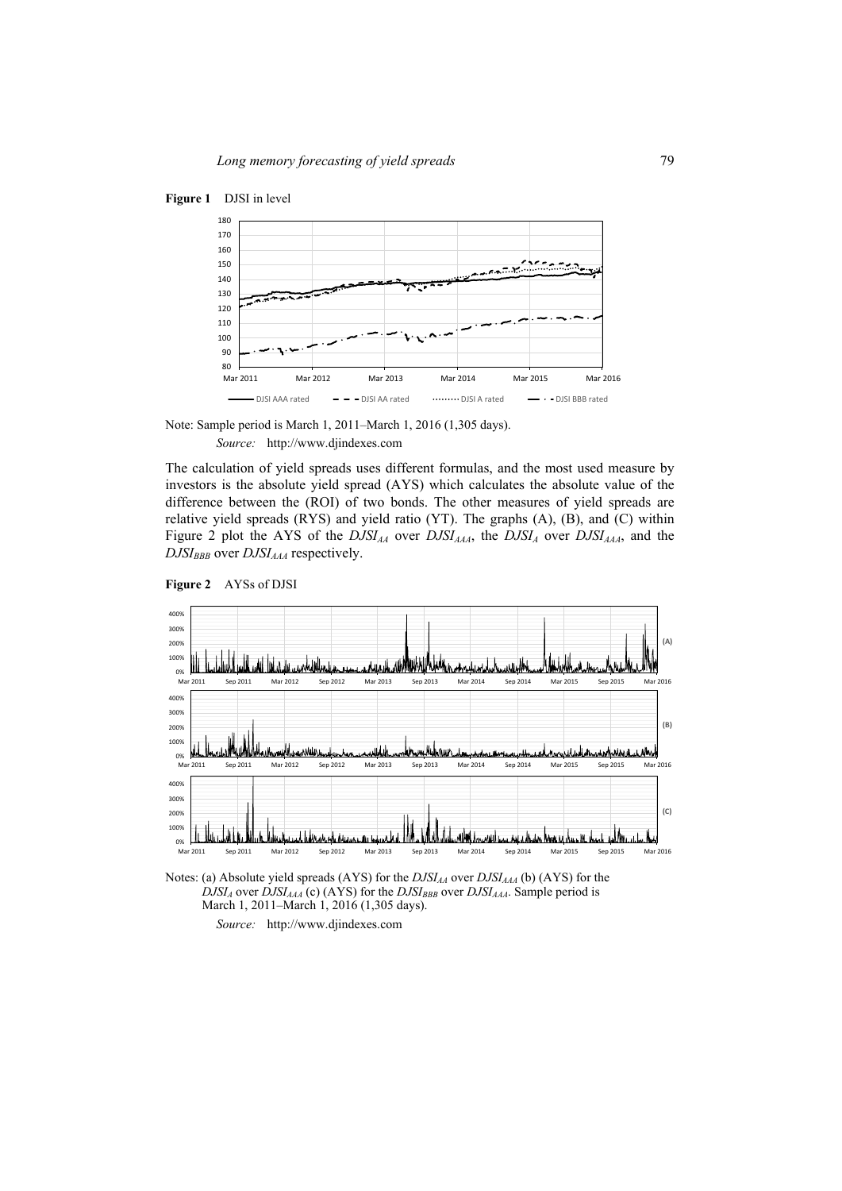**Figure 1** DJSI in level

Note: Sample period is March 1, 2011–March 1, 2016 (1,305 days).

*Source:* http://www.djindexes.com

The calculation of yield spreads uses different formulas, and the most used measure by investors is the absolute yield spread (AYS) which calculates the absolute value of the difference between the (ROI) of two bonds. The other measures of yield spreads are relative yield spreads (RYS) and yield ratio (YT). The graphs (A), (B), and (C) within Figure 2 plot the AYS of the $DJSI_{AA}$ over $DJSI_{AAA}$, the $DJSI_{A}$ over $DJSI_{AAA}$, and the $DJSI_{BBB}$ over $DJSI_{AAA}$ respectively.

**Figure 2** AYSs of DJSI

Notes: (a) Absolute yield spreads (AYS) for the $DJSI_{AA}$ over $DJSI_{AAA}$ (b) (AYS) for the $DJSI_{A}$ over $DJSI_{AAA}$ (c) (AYS) for the $DJSI_{BBB}$ over $DJSI_{AAA}$. Sample period is March 1, 2011–March 1, 2016 (1,305 days).

*Source:* http://www.djindexes.com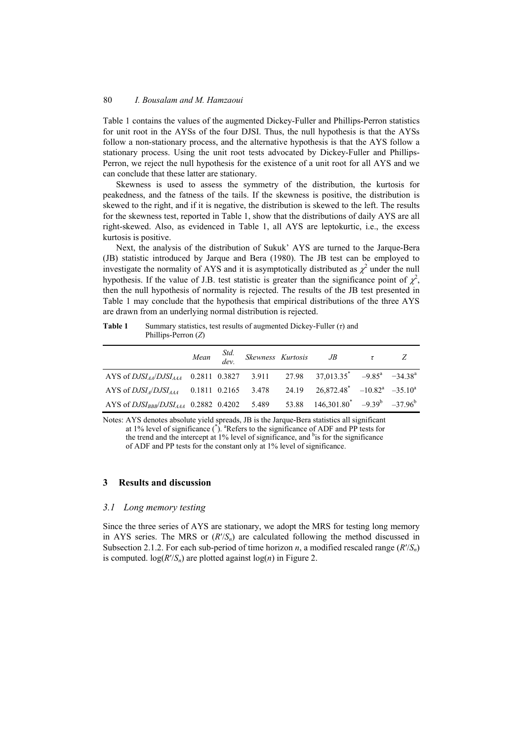Table 1 contains the values of the augmented Dickey-Fuller and Phillips-Perron statistics for unit root in the AYSs of the four DJSI. Thus, the null hypothesis is that the AYSs follow a non-stationary process, and the alternative hypothesis is that the AYS follow a stationary process. Using the unit root tests advocated by Dickey-Fuller and Phillips-Perron, we reject the null hypothesis for the existence of a unit root for all AYS and we can conclude that these latter are stationary.

Skewness is used to assess the symmetry of the distribution, the kurtosis for peakedness, and the fatness of the tails. If the skewness is positive, the distribution is skewed to the right, and if it is negative, the distribution is skewed to the left. The results for the skewness test, reported in Table 1, show that the distributions of daily AYS are all right-skewed. Also, as evidenced in Table 1, all AYS are leptokurtic, i.e., the excess kurtosis is positive.

Next, the analysis of the distribution of Sukuk' AYS are turned to the Jarque-Bera (JB) statistic introduced by Jarque and Bera (1980). The JB test can be employed to investigate the normality of AYS and it is asymptotically distributed as $\chi^2$ under the null hypothesis. If the value of J.B. test statistic is greater than the significance point of $\chi^2$, then the null hypothesis of normality is rejected. The results of the JB test presented in Table 1 may conclude that the hypothesis that empirical distributions of the three AYS are drawn from an underlying normal distribution is rejected.

**Table 1** Summary statistics, test results of augmented Dickey-Fuller ($\tau$) and Phillips-Perron ($Z$)

| | *Mean* | *Std. dev.* | *Skewness* | *Kurtosis* | *JB* | $\tau$ | $Z$ |
|---|---|---|---|---|---|---|---|
| AYS of $DJSI_{AA}/DJSI_{AAA}$ | 0.2811 | 0.3827 | 3.911 | 27.98 | 37,013.35[*] | –9.85[a] | −34.38[a] |
| AYS of $DJSI_{A}/DJSI_{AAA}$ | 0.1811 | 0.2165 | 3.478 | 24.19 | 26,872.48[*] | –10.82[a] | –35.10[a] |
| AYS of $DJSI_{BBB}/DJSI_{AAA}$ | 0.2882 | 0.4202 | 5.489 | 53.88 | 146,301.80[*] | –9.39[b] | –37.96[b] |

Notes: AYS denotes absolute yield spreads, JB is the Jarque-Bera statistics all significant at 1% level of significance ([*]). [a]Refers to the significance of ADF and PP tests for the trend and the intercept at 1% level of significance, and [b]is for the significance of ADF and PP tests for the constant only at 1% level of significance.

## 3 Results and discussion

### *3.1 Long memory testing*

Since the three series of AYS are stationary, we adopt the MRS for testing long memory in AYS series. The MRS or ($R'/S_n$) are calculated following the method discussed in Subsection 2.1.2. For each sub-period of time horizon $n$, a modified rescaled range ($R'/S_n$) is computed. $\log(R'/S_n)$ are plotted against $\log(n)$ in Figure 2.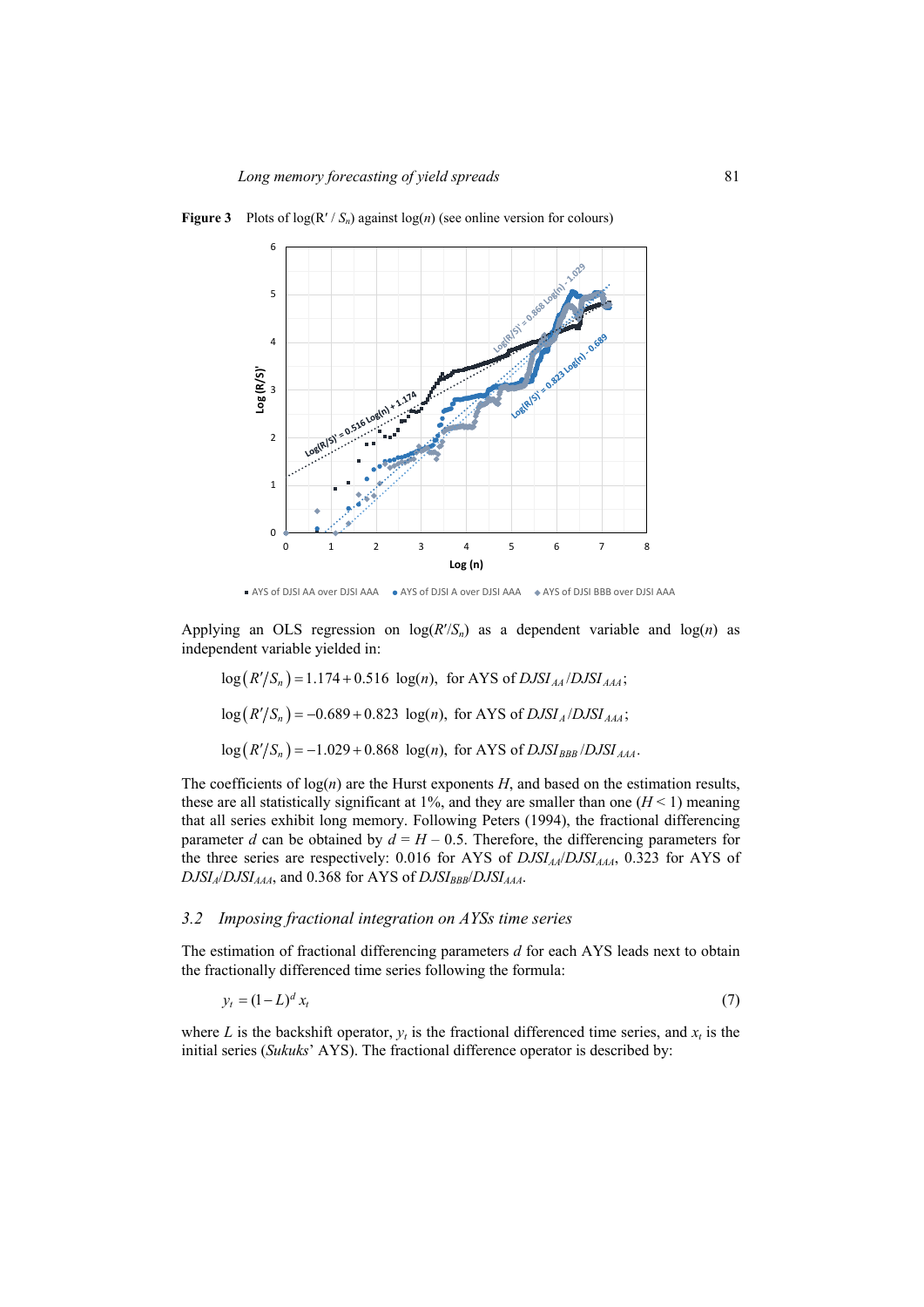**Figure 3** Plots of $\log(R'/S_n)$ against $\log(n)$ (see online version for colours)

Applying an OLS regression on $\log(R'/S_n)$ as a dependent variable and $\log(n)$ as independent variable yielded in:

$$\log\left(R'/S_n\right) = 1.174 + 0.516 \ \log(n), \ \text{ for AYS of } DJSI_{AA}/DJSI_{AAA};$$

$$\log\left(R'/S_n\right) = -0.689 + 0.823 \ \log(n), \ \text{ for AYS of } DJSI_{A}/DJSI_{AAA};$$

$$\log\left(R'/S_n\right) = -1.029 + 0.868 \ \log(n), \ \text{ for AYS of } DJSI_{BBB}/DJSI_{AAA}.$$

The coefficients of $\log(n)$ are the Hurst exponents $H$, and based on the estimation results, these are all statistically significant at 1%, and they are smaller than one ($H < 1$) meaning that all series exhibit long memory. Following Peters (1994), the fractional differencing parameter $d$ can be obtained by $d = H - 0.5$. Therefore, the differencing parameters for the three series are respectively: 0.016 for AYS of $DJSI_{AA}/DJSI_{AAA}$, 0.323 for AYS of $DJSI_{A}/DJSI_{AAA}$, and 0.368 for AYS of $DJSI_{BBB}/DJSI_{AAA}$.

### *3.2 Imposing fractional integration on AYSs time series*

The estimation of fractional differencing parameters $d$ for each AYS leads next to obtain the fractionally differenced time series following the formula:

$$y_t = (1 - L)^d x_t \tag{7}$$

where $L$ is the backshift operator, $y_t$ is the fractional differenced time series, and $x_t$ is the initial series (*Sukuks*' AYS). The fractional difference operator is described by: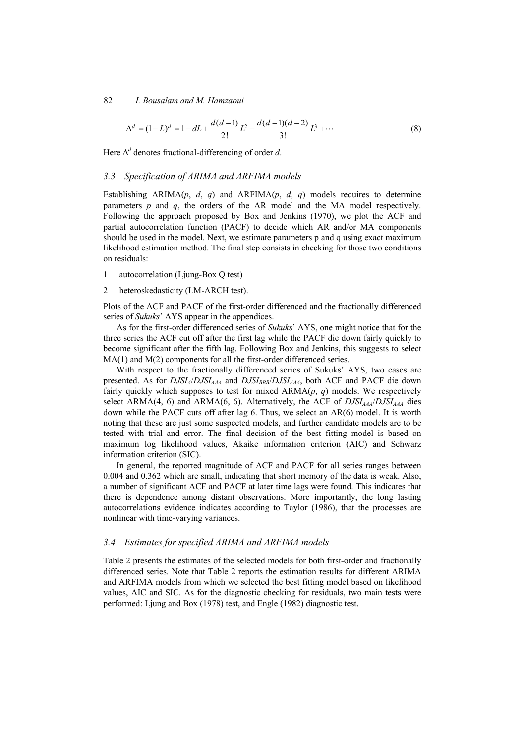$$\Delta^d = (1-L)^d = 1 - dL + \frac{d(d-1)}{2!}L^2 - \frac{d(d-1)(d-2)}{3!}L^3 + \cdots \tag{8}$$

Here $\Delta^d$ denotes fractional-differencing of order $d$.

### 3.3 Specification of ARIMA and ARFIMA models

Establishing ARIMA($p$, $d$, $q$) and ARFIMA($p$, $d$, $q$) models requires to determine parameters $p$ and $q$, the orders of the AR model and the MA model respectively. Following the approach proposed by Box and Jenkins (1970), we plot the ACF and partial autocorrelation function (PACF) to decide which AR and/or MA components should be used in the model. Next, we estimate parameters p and q using exact maximum likelihood estimation method. The final step consists in checking for those two conditions on residuals:

1 autocorrelation (Ljung-Box Q test)

2 heteroskedasticity (LM-ARCH test).

Plots of the ACF and PACF of the first-order differenced and the fractionally differenced series of *Sukuks*' AYS appear in the appendices.

As for the first-order differenced series of *Sukuks*' AYS, one might notice that for the three series the ACF cut off after the first lag while the PACF die down fairly quickly to become significant after the fifth lag. Following Box and Jenkins, this suggests to select MA(1) and M(2) components for all the first-order differenced series.

With respect to the fractionally differenced series of Sukuks' AYS, two cases are presented. As for $DJSI_A/DJSI_{AAA}$ and $DJSI_{BBB}/DJSI_{AAA}$, both ACF and PACF die down fairly quickly which supposes to test for mixed ARMA($p$, $q$) models. We respectively select ARMA(4, 6) and ARMA(6, 6). Alternatively, the ACF of $DJSI_{AAA}/DJSI_{AAA}$ dies down while the PACF cuts off after lag 6. Thus, we select an AR(6) model. It is worth noting that these are just some suspected models, and further candidate models are to be tested with trial and error. The final decision of the best fitting model is based on maximum log likelihood values, Akaike information criterion (AIC) and Schwarz information criterion (SIC).

In general, the reported magnitude of ACF and PACF for all series ranges between 0.004 and 0.362 which are small, indicating that short memory of the data is weak. Also, a number of significant ACF and PACF at later time lags were found. This indicates that there is dependence among distant observations. More importantly, the long lasting autocorrelations evidence indicates according to Taylor (1986), that the processes are nonlinear with time-varying variances.

### 3.4 Estimates for specified ARIMA and ARFIMA models

Table 2 presents the estimates of the selected models for both first-order and fractionally differenced series. Note that Table 2 reports the estimation results for different ARIMA and ARFIMA models from which we selected the best fitting model based on likelihood values, AIC and SIC. As for the diagnostic checking for residuals, two main tests were performed: Ljung and Box (1978) test, and Engle (1982) diagnostic test.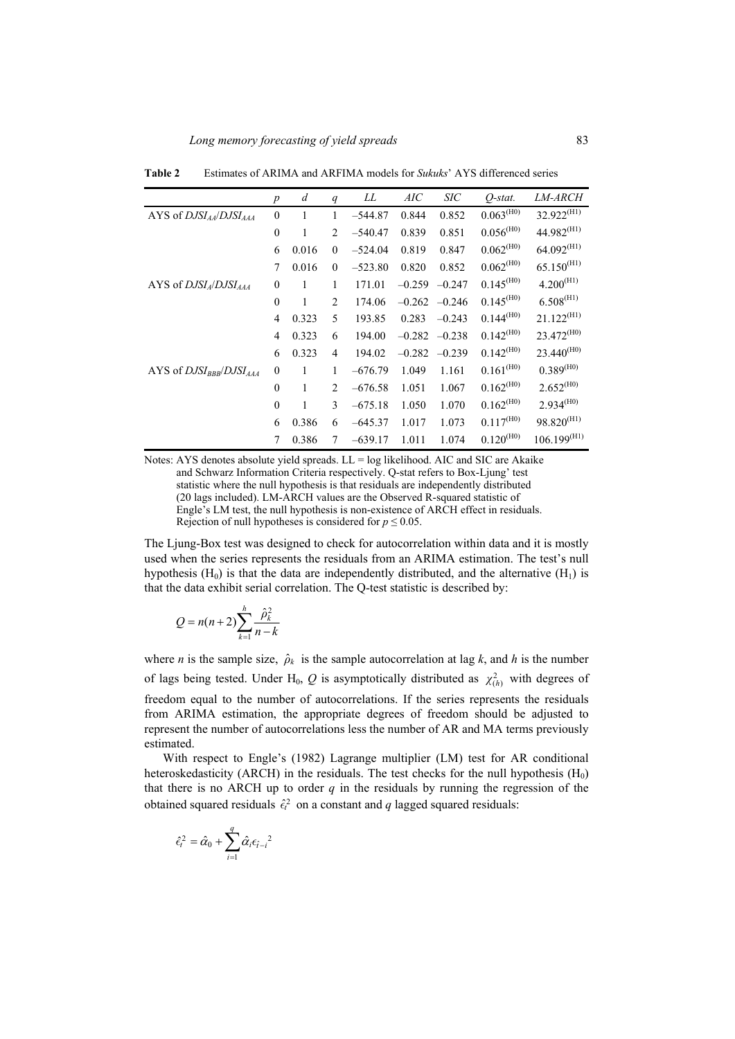**Table 2** Estimates of ARIMA and ARFIMA models for *Sukuks*' AYS differenced series

| | *p* | *d* | *q* | *LL* | *AIC* | *SIC* | *Q-stat.* | *LM-ARCH* |
|---|---|---|---|---|---|---|---|---|
| AYS of $DJSI_{AA}/DJSI_{AAA}$ | 0 | 1 | 1 | –544.87 | 0.844 | 0.852 | $0.063^{(H0)}$ | $32.922^{(H1)}$ |
| | 0 | 1 | 2 | –540.47 | 0.839 | 0.851 | $0.056^{(H0)}$ | $44.982^{(H1)}$ |
| | 6 | 0.016 | 0 | –524.04 | 0.819 | 0.847 | $0.062^{(H0)}$ | $64.092^{(H1)}$ |
| | 7 | 0.016 | 0 | –523.80 | 0.820 | 0.852 | $0.062^{(H0)}$ | $65.150^{(H1)}$ |
| AYS of $DJSI_{A}/DJSI_{AAA}$ | 0 | 1 | 1 | 171.01 | –0.259 | –0.247 | $0.145^{(H0)}$ | $4.200^{(H1)}$ |
| | 0 | 1 | 2 | 174.06 | –0.262 | –0.246 | $0.145^{(H0)}$ | $6.508^{(H1)}$ |
| | 4 | 0.323 | 5 | 193.85 | 0.283 | –0.243 | $0.144^{(H0)}$ | $21.122^{(H1)}$ |
| | 4 | 0.323 | 6 | 194.00 | –0.282 | –0.238 | $0.142^{(H0)}$ | $23.472^{(H0)}$ |
| | 6 | 0.323 | 4 | 194.02 | –0.282 | –0.239 | $0.142^{(H0)}$ | $23.440^{(H0)}$ |
| AYS of $DJSI_{BBB}/DJSI_{AAA}$ | 0 | 1 | 1 | –676.79 | 1.049 | 1.161 | $0.161^{(H0)}$ | $0.389^{(H0)}$ |
| | 0 | 1 | 2 | –676.58 | 1.051 | 1.067 | $0.162^{(H0)}$ | $2.652^{(H0)}$ |
| | 0 | 1 | 3 | –675.18 | 1.050 | 1.070 | $0.162^{(H0)}$ | $2.934^{(H0)}$ |
| | 6 | 0.386 | 6 | –645.37 | 1.017 | 1.073 | $0.117^{(H0)}$ | $98.820^{(H1)}$ |
| | 7 | 0.386 | 7 | –639.17 | 1.011 | 1.074 | $0.120^{(H0)}$ | $106.199^{(H1)}$ |

Notes: AYS denotes absolute yield spreads. LL = log likelihood. AIC and SIC are Akaike and Schwarz Information Criteria respectively. Q-stat refers to Box-Ljung' test statistic where the null hypothesis is that residuals are independently distributed (20 lags included). LM-ARCH values are the Observed R-squared statistic of Engle's LM test, the null hypothesis is non-existence of ARCH effect in residuals. Rejection of null hypotheses is considered for $p \leq 0.05$.

The Ljung-Box test was designed to check for autocorrelation within data and it is mostly used when the series represents the residuals from an ARIMA estimation. The test's null hypothesis ($H_0$) is that the data are independently distributed, and the alternative ($H_1$) is that the data exhibit serial correlation. The Q-test statistic is described by:

$$Q = n(n+2)\sum_{k=1}^{h}\frac{\hat{\rho}_k^2}{n-k}$$

where *n* is the sample size, $\hat{\rho}_k$ is the sample autocorrelation at lag *k*, and *h* is the number of lags being tested. Under $H_0$, *Q* is asymptotically distributed as $\chi^2_{(h)}$ with degrees of freedom equal to the number of autocorrelations. If the series represents the residuals from ARIMA estimation, the appropriate degrees of freedom should be adjusted to represent the number of autocorrelations less the number of AR and MA terms previously estimated.

With respect to Engle's (1982) Lagrange multiplier (LM) test for AR conditional heteroskedasticity (ARCH) in the residuals. The test checks for the null hypothesis ($H_0$) that there is no ARCH up to order *q* in the residuals by running the regression of the obtained squared residuals $\hat{\epsilon}_t^2$ on a constant and *q* lagged squared residuals:

$$\hat{\epsilon}_t^2 = \hat{\alpha}_0 + \sum_{i=1}^{q}\hat{\alpha}_i\epsilon_{\hat{t}-i}{}^2$$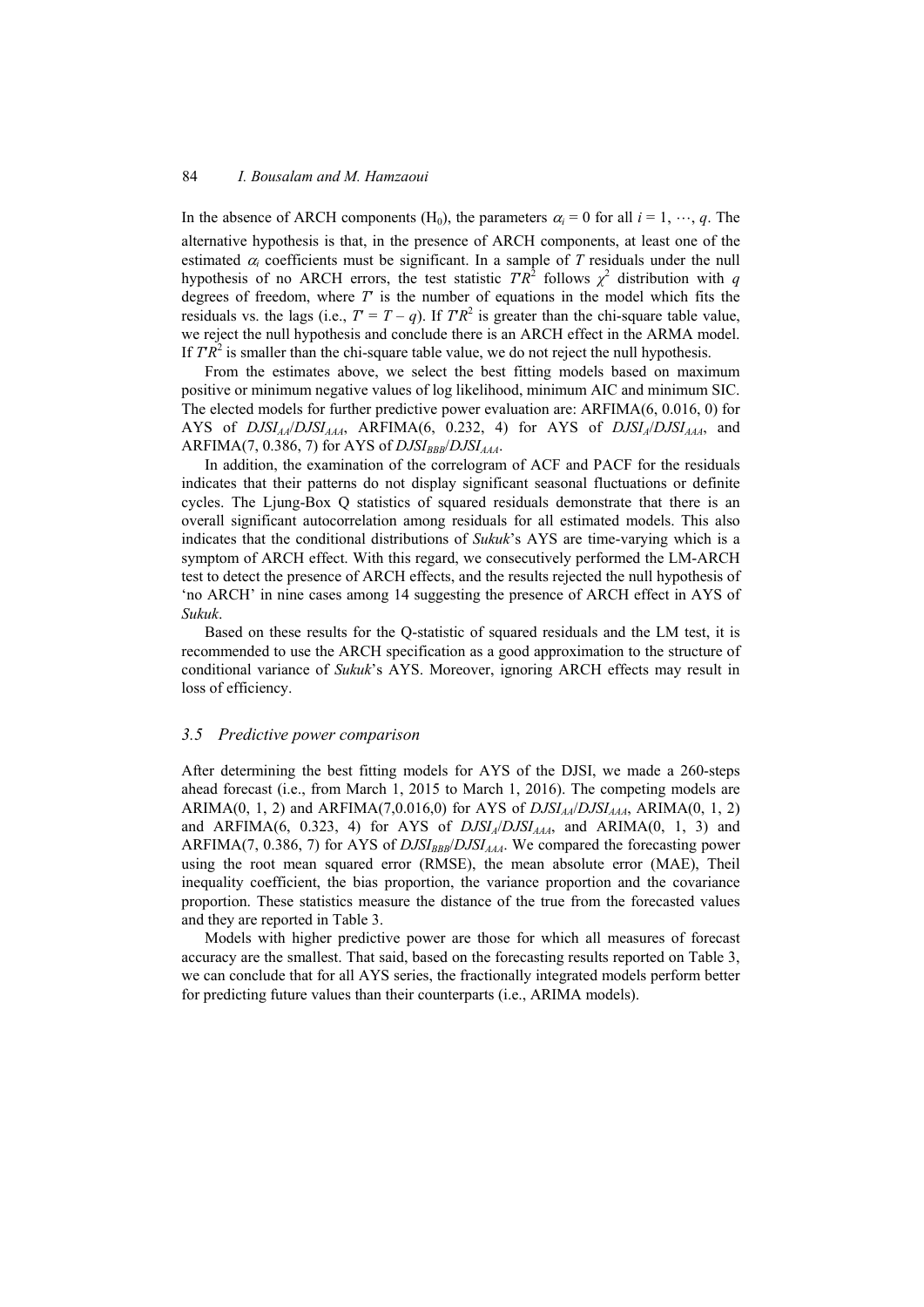In the absence of ARCH components ($H_0$), the parameters $\alpha_i = 0$ for all $i = 1, \cdots, q$. The alternative hypothesis is that, in the presence of ARCH components, at least one of the estimated $\alpha_i$ coefficients must be significant. In a sample of $T$ residuals under the null hypothesis of no ARCH errors, the test statistic $T'R^2$ follows $\chi^2$ distribution with $q$ degrees of freedom, where $T'$ is the number of equations in the model which fits the residuals vs. the lags (i.e., $T' = T - q$). If $T'R^2$ is greater than the chi-square table value, we reject the null hypothesis and conclude there is an ARCH effect in the ARMA model. If $T'R^2$ is smaller than the chi-square table value, we do not reject the null hypothesis.

From the estimates above, we select the best fitting models based on maximum positive or minimum negative values of log likelihood, minimum AIC and minimum SIC. The elected models for further predictive power evaluation are: ARFIMA(6, 0.016, 0) for AYS of $DJSI_{AA}/DJSI_{AAA}$, ARFIMA(6, 0.232, 4) for AYS of $DJSI_{A}/DJSI_{AAA}$, and ARFIMA(7, 0.386, 7) for AYS of $DJSI_{BBB}/DJSI_{AAA}$.

In addition, the examination of the correlogram of ACF and PACF for the residuals indicates that their patterns do not display significant seasonal fluctuations or definite cycles. The Ljung-Box Q statistics of squared residuals demonstrate that there is an overall significant autocorrelation among residuals for all estimated models. This also indicates that the conditional distributions of *Sukuk*'s AYS are time-varying which is a symptom of ARCH effect. With this regard, we consecutively performed the LM-ARCH test to detect the presence of ARCH effects, and the results rejected the null hypothesis of 'no ARCH' in nine cases among 14 suggesting the presence of ARCH effect in AYS of *Sukuk*.

Based on these results for the Q-statistic of squared residuals and the LM test, it is recommended to use the ARCH specification as a good approximation to the structure of conditional variance of *Sukuk*'s AYS. Moreover, ignoring ARCH effects may result in loss of efficiency.

### 3.5 Predictive power comparison

After determining the best fitting models for AYS of the DJSI, we made a 260-steps ahead forecast (i.e., from March 1, 2015 to March 1, 2016). The competing models are ARIMA(0, 1, 2) and ARFIMA(7,0.016,0) for AYS of $DJSI_{AA}/DJSI_{AAA}$, ARIMA(0, 1, 2) and ARFIMA(6, 0.323, 4) for AYS of $DJSI_{A}/DJSI_{AAA}$, and ARIMA(0, 1, 3) and ARFIMA(7, 0.386, 7) for AYS of $DJSI_{BBB}/DJSI_{AAA}$. We compared the forecasting power using the root mean squared error (RMSE), the mean absolute error (MAE), Theil inequality coefficient, the bias proportion, the variance proportion and the covariance proportion. These statistics measure the distance of the true from the forecasted values and they are reported in Table 3.

Models with higher predictive power are those for which all measures of forecast accuracy are the smallest. That said, based on the forecasting results reported on Table 3, we can conclude that for all AYS series, the fractionally integrated models perform better for predicting future values than their counterparts (i.e., ARIMA models).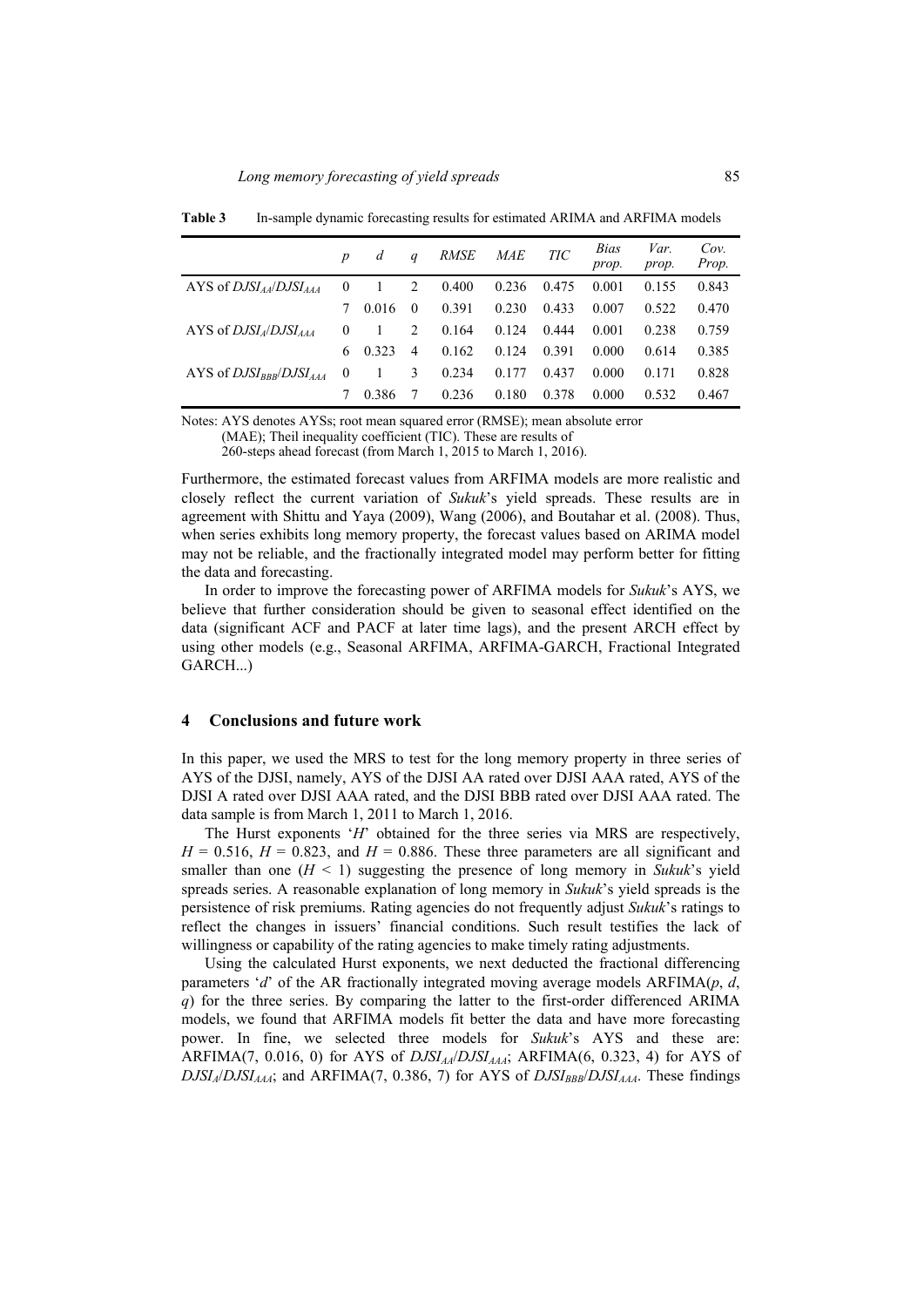**Table 3** In-sample dynamic forecasting results for estimated ARIMA and ARFIMA models

| | *p* | *d* | *q* | *RMSE* | *MAE* | *TIC* | *Bias prop.* | *Var. prop.* | *Cov. Prop.* |
|---|---|---|---|---|---|---|---|---|---|
| AYS of $DJSI_{AA}/DJSI_{AAA}$ | 0 | 1 | 2 | 0.400 | 0.236 | 0.475 | 0.001 | 0.155 | 0.843 |
| | 7 | 0.016 | 0 | 0.391 | 0.230 | 0.433 | 0.007 | 0.522 | 0.470 |
| AYS of $DJSI_{A}/DJSI_{AAA}$ | 0 | 1 | 2 | 0.164 | 0.124 | 0.444 | 0.001 | 0.238 | 0.759 |
| | 6 | 0.323 | 4 | 0.162 | 0.124 | 0.391 | 0.000 | 0.614 | 0.385 |
| AYS of $DJSI_{BBB}/DJSI_{AAA}$ | 0 | 1 | 3 | 0.234 | 0.177 | 0.437 | 0.000 | 0.171 | 0.828 |
| | 7 | 0.386 | 7 | 0.236 | 0.180 | 0.378 | 0.000 | 0.532 | 0.467 |

Notes: AYS denotes AYSs; root mean squared error (RMSE); mean absolute error (MAE); Theil inequality coefficient (TIC). These are results of 260-steps ahead forecast (from March 1, 2015 to March 1, 2016).

Furthermore, the estimated forecast values from ARFIMA models are more realistic and closely reflect the current variation of *Sukuk*'s yield spreads. These results are in agreement with Shittu and Yaya (2009), Wang (2006), and Boutahar et al. (2008). Thus, when series exhibits long memory property, the forecast values based on ARIMA model may not be reliable, and the fractionally integrated model may perform better for fitting the data and forecasting.

In order to improve the forecasting power of ARFIMA models for *Sukuk*'s AYS, we believe that further consideration should be given to seasonal effect identified on the data (significant ACF and PACF at later time lags), and the present ARCH effect by using other models (e.g., Seasonal ARFIMA, ARFIMA-GARCH, Fractional Integrated GARCH...)

## 4 Conclusions and future work

In this paper, we used the MRS to test for the long memory property in three series of AYS of the DJSI, namely, AYS of the DJSI AA rated over DJSI AAA rated, AYS of the DJSI A rated over DJSI AAA rated, and the DJSI BBB rated over DJSI AAA rated. The data sample is from March 1, 2011 to March 1, 2016.

The Hurst exponents '*H*' obtained for the three series via MRS are respectively, $H = 0.516$, $H = 0.823$, and $H = 0.886$. These three parameters are all significant and smaller than one ($H < 1$) suggesting the presence of long memory in *Sukuk*'s yield spreads series. A reasonable explanation of long memory in *Sukuk*'s yield spreads is the persistence of risk premiums. Rating agencies do not frequently adjust *Sukuk*'s ratings to reflect the changes in issuers' financial conditions. Such result testifies the lack of willingness or capability of the rating agencies to make timely rating adjustments.

Using the calculated Hurst exponents, we next deducted the fractional differencing parameters '*d*' of the AR fractionally integrated moving average models ARFIMA($p$, $d$, $q$) for the three series. By comparing the latter to the first-order differenced ARIMA models, we found that ARFIMA models fit better the data and have more forecasting power. In fine, we selected three models for *Sukuk*'s AYS and these are: ARFIMA(7, 0.016, 0) for AYS of $DJSI_{AA}/DJSI_{AAA}$; ARFIMA(6, 0.323, 4) for AYS of $DJSI_{A}/DJSI_{AAA}$; and ARFIMA(7, 0.386, 7) for AYS of $DJSI_{BBB}/DJSI_{AAA}$. These findings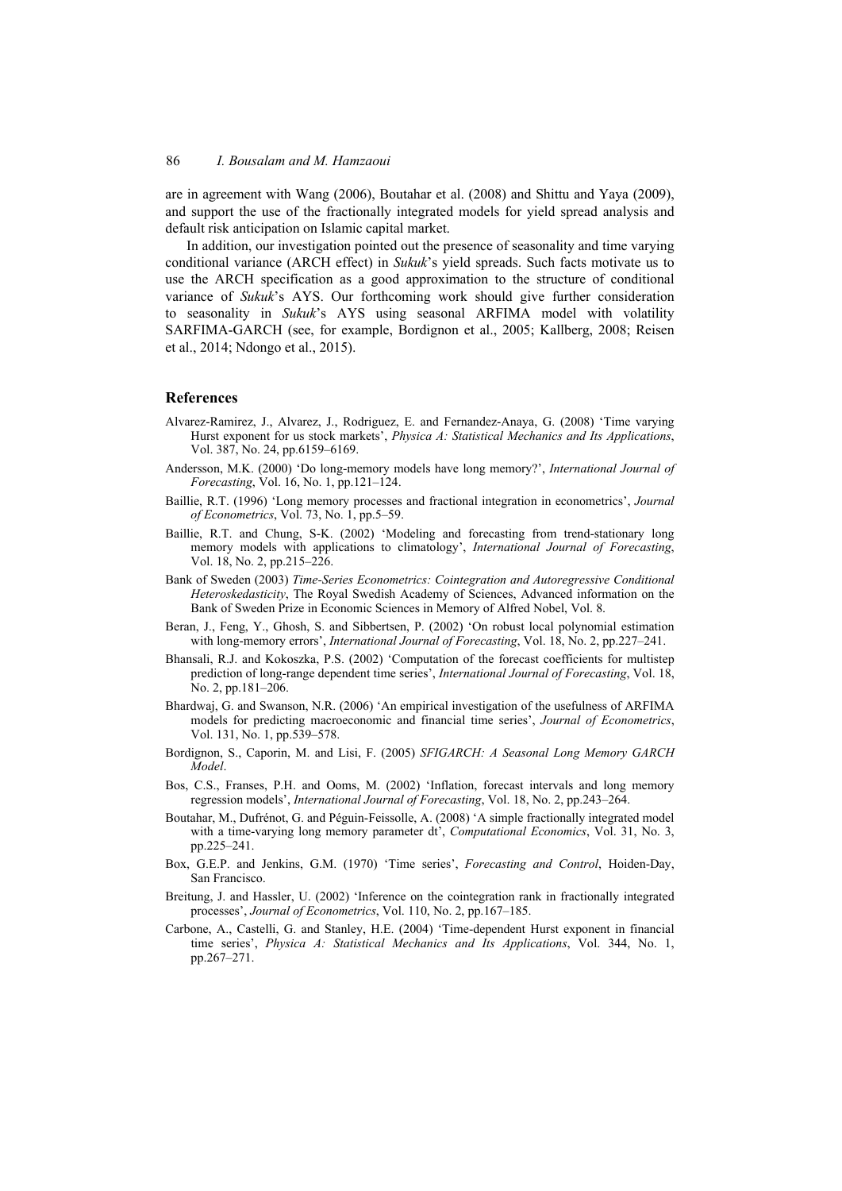are in agreement with Wang (2006), Boutahar et al. (2008) and Shittu and Yaya (2009), and support the use of the fractionally integrated models for yield spread analysis and default risk anticipation on Islamic capital market.

In addition, our investigation pointed out the presence of seasonality and time varying conditional variance (ARCH effect) in *Sukuk*'s yield spreads. Such facts motivate us to use the ARCH specification as a good approximation to the structure of conditional variance of *Sukuk*'s AYS. Our forthcoming work should give further consideration to seasonality in *Sukuk*'s AYS using seasonal ARFIMA model with volatility SARFIMA-GARCH (see, for example, Bordignon et al., 2005; Kallberg, 2008; Reisen et al., 2014; Ndongo et al., 2015).

## References

Alvarez-Ramirez, J., Alvarez, J., Rodriguez, E. and Fernandez-Anaya, G. (2008) 'Time varying Hurst exponent for us stock markets', *Physica A: Statistical Mechanics and Its Applications*, Vol. 387, No. 24, pp.6159–6169.

Andersson, M.K. (2000) 'Do long-memory models have long memory?', *International Journal of Forecasting*, Vol. 16, No. 1, pp.121–124.

Baillie, R.T. (1996) 'Long memory processes and fractional integration in econometrics', *Journal of Econometrics*, Vol. 73, No. 1, pp.5–59.

Baillie, R.T. and Chung, S-K. (2002) 'Modeling and forecasting from trend-stationary long memory models with applications to climatology', *International Journal of Forecasting*, Vol. 18, No. 2, pp.215–226.

Bank of Sweden (2003) *Time-Series Econometrics: Cointegration and Autoregressive Conditional Heteroskedasticity*, The Royal Swedish Academy of Sciences, Advanced information on the Bank of Sweden Prize in Economic Sciences in Memory of Alfred Nobel, Vol. 8.

Beran, J., Feng, Y., Ghosh, S. and Sibbertsen, P. (2002) 'On robust local polynomial estimation with long-memory errors', *International Journal of Forecasting*, Vol. 18, No. 2, pp.227–241.

Bhansali, R.J. and Kokoszka, P.S. (2002) 'Computation of the forecast coefficients for multistep prediction of long-range dependent time series', *International Journal of Forecasting*, Vol. 18, No. 2, pp.181–206.

Bhardwaj, G. and Swanson, N.R. (2006) 'An empirical investigation of the usefulness of ARFIMA models for predicting macroeconomic and financial time series', *Journal of Econometrics*, Vol. 131, No. 1, pp.539–578.

Bordignon, S., Caporin, M. and Lisi, F. (2005) *SFIGARCH: A Seasonal Long Memory GARCH Model*.

Bos, C.S., Franses, P.H. and Ooms, M. (2002) 'Inflation, forecast intervals and long memory regression models', *International Journal of Forecasting*, Vol. 18, No. 2, pp.243–264.

Boutahar, M., Dufrénot, G. and Péguin-Feissolle, A. (2008) 'A simple fractionally integrated model with a time-varying long memory parameter dt', *Computational Economics*, Vol. 31, No. 3, pp.225–241.

Box, G.E.P. and Jenkins, G.M. (1970) 'Time series', *Forecasting and Control*, Hoiden-Day, San Francisco.

Breitung, J. and Hassler, U. (2002) 'Inference on the cointegration rank in fractionally integrated processes', *Journal of Econometrics*, Vol. 110, No. 2, pp.167–185.

Carbone, A., Castelli, G. and Stanley, H.E. (2004) 'Time-dependent Hurst exponent in financial time series', *Physica A: Statistical Mechanics and Its Applications*, Vol. 344, No. 1, pp.267–271.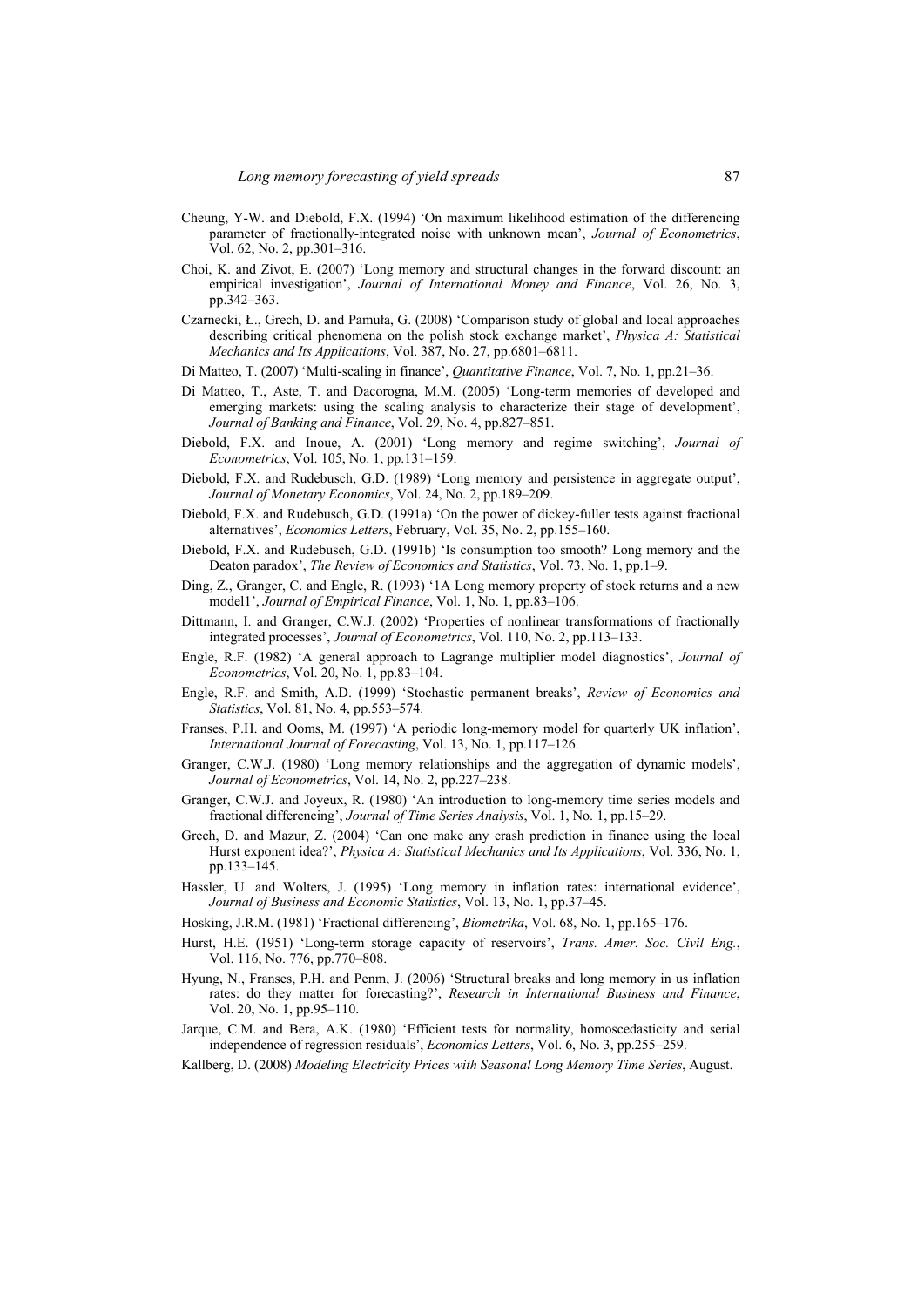Cheung, Y-W. and Diebold, F.X. (1994) 'On maximum likelihood estimation of the differencing parameter of fractionally-integrated noise with unknown mean', *Journal of Econometrics*, Vol. 62, No. 2, pp.301–316.

Choi, K. and Zivot, E. (2007) 'Long memory and structural changes in the forward discount: an empirical investigation', *Journal of International Money and Finance*, Vol. 26, No. 3, pp.342–363.

Czarnecki, Ł., Grech, D. and Pamuła, G. (2008) 'Comparison study of global and local approaches describing critical phenomena on the polish stock exchange market', *Physica A: Statistical Mechanics and Its Applications*, Vol. 387, No. 27, pp.6801–6811.

Di Matteo, T. (2007) 'Multi-scaling in finance', *Quantitative Finance*, Vol. 7, No. 1, pp.21–36.

Di Matteo, T., Aste, T. and Dacorogna, M.M. (2005) 'Long-term memories of developed and emerging markets: using the scaling analysis to characterize their stage of development', *Journal of Banking and Finance*, Vol. 29, No. 4, pp.827–851.

Diebold, F.X. and Inoue, A. (2001) 'Long memory and regime switching', *Journal of Econometrics*, Vol. 105, No. 1, pp.131–159.

Diebold, F.X. and Rudebusch, G.D. (1989) 'Long memory and persistence in aggregate output', *Journal of Monetary Economics*, Vol. 24, No. 2, pp.189–209.

Diebold, F.X. and Rudebusch, G.D. (1991a) 'On the power of dickey-fuller tests against fractional alternatives', *Economics Letters*, February, Vol. 35, No. 2, pp.155–160.

Diebold, F.X. and Rudebusch, G.D. (1991b) 'Is consumption too smooth? Long memory and the Deaton paradox', *The Review of Economics and Statistics*, Vol. 73, No. 1, pp.1–9.

Ding, Z., Granger, C. and Engle, R. (1993) '1A Long memory property of stock returns and a new model1', *Journal of Empirical Finance*, Vol. 1, No. 1, pp.83–106.

Dittmann, I. and Granger, C.W.J. (2002) 'Properties of nonlinear transformations of fractionally integrated processes', *Journal of Econometrics*, Vol. 110, No. 2, pp.113–133.

Engle, R.F. (1982) 'A general approach to Lagrange multiplier model diagnostics', *Journal of Econometrics*, Vol. 20, No. 1, pp.83–104.

Engle, R.F. and Smith, A.D. (1999) 'Stochastic permanent breaks', *Review of Economics and Statistics*, Vol. 81, No. 4, pp.553–574.

Franses, P.H. and Ooms, M. (1997) 'A periodic long-memory model for quarterly UK inflation', *International Journal of Forecasting*, Vol. 13, No. 1, pp.117–126.

Granger, C.W.J. (1980) 'Long memory relationships and the aggregation of dynamic models', *Journal of Econometrics*, Vol. 14, No. 2, pp.227–238.

Granger, C.W.J. and Joyeux, R. (1980) 'An introduction to long-memory time series models and fractional differencing', *Journal of Time Series Analysis*, Vol. 1, No. 1, pp.15–29.

Grech, D. and Mazur, Z. (2004) 'Can one make any crash prediction in finance using the local Hurst exponent idea?', *Physica A: Statistical Mechanics and Its Applications*, Vol. 336, No. 1, pp.133–145.

Hassler, U. and Wolters, J. (1995) 'Long memory in inflation rates: international evidence', *Journal of Business and Economic Statistics*, Vol. 13, No. 1, pp.37–45.

Hosking, J.R.M. (1981) 'Fractional differencing', *Biometrika*, Vol. 68, No. 1, pp.165–176.

Hurst, H.E. (1951) 'Long-term storage capacity of reservoirs', *Trans. Amer. Soc. Civil Eng.*, Vol. 116, No. 776, pp.770–808.

Hyung, N., Franses, P.H. and Penm, J. (2006) 'Structural breaks and long memory in us inflation rates: do they matter for forecasting?', *Research in International Business and Finance*, Vol. 20, No. 1, pp.95–110.

Jarque, C.M. and Bera, A.K. (1980) 'Efficient tests for normality, homoscedasticity and serial independence of regression residuals', *Economics Letters*, Vol. 6, No. 3, pp.255–259.

Kallberg, D. (2008) *Modeling Electricity Prices with Seasonal Long Memory Time Series*, August.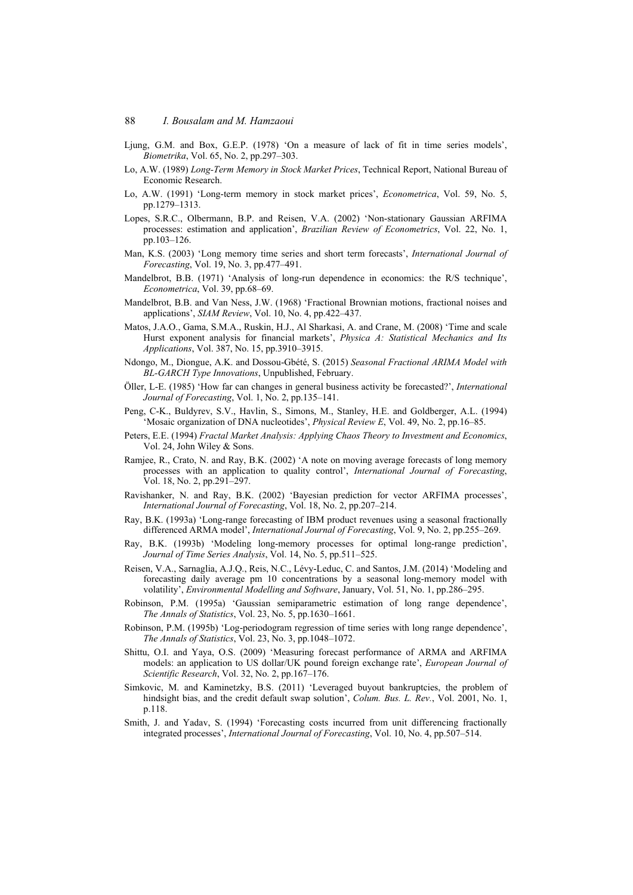Ljung, G.M. and Box, G.E.P. (1978) 'On a measure of lack of fit in time series models', *Biometrika*, Vol. 65, No. 2, pp.297–303.

Lo, A.W. (1989) *Long-Term Memory in Stock Market Prices*, Technical Report, National Bureau of Economic Research.

Lo, A.W. (1991) 'Long-term memory in stock market prices', *Econometrica*, Vol. 59, No. 5, pp.1279–1313.

Lopes, S.R.C., Olbermann, B.P. and Reisen, V.A. (2002) 'Non-stationary Gaussian ARFIMA processes: estimation and application', *Brazilian Review of Econometrics*, Vol. 22, No. 1, pp.103–126.

Man, K.S. (2003) 'Long memory time series and short term forecasts', *International Journal of Forecasting*, Vol. 19, No. 3, pp.477–491.

Mandelbrot, B.B. (1971) 'Analysis of long-run dependence in economics: the R/S technique', *Econometrica*, Vol. 39, pp.68–69.

Mandelbrot, B.B. and Van Ness, J.W. (1968) 'Fractional Brownian motions, fractional noises and applications', *SIAM Review*, Vol. 10, No. 4, pp.422–437.

Matos, J.A.O., Gama, S.M.A., Ruskin, H.J., Al Sharkasi, A. and Crane, M. (2008) 'Time and scale Hurst exponent analysis for financial markets', *Physica A: Statistical Mechanics and Its Applications*, Vol. 387, No. 15, pp.3910–3915.

Ndongo, M., Diongue, A.K. and Dossou-Gbété, S. (2015) *Seasonal Fractional ARIMA Model with BL-GARCH Type Innovations*, Unpublished, February.

Öller, L-E. (1985) 'How far can changes in general business activity be forecasted?', *International Journal of Forecasting*, Vol. 1, No. 2, pp.135–141.

Peng, C-K., Buldyrev, S.V., Havlin, S., Simons, M., Stanley, H.E. and Goldberger, A.L. (1994) 'Mosaic organization of DNA nucleotides', *Physical Review E*, Vol. 49, No. 2, pp.16–85.

Peters, E.E. (1994) *Fractal Market Analysis: Applying Chaos Theory to Investment and Economics*, Vol. 24, John Wiley & Sons.

Ramjee, R., Crato, N. and Ray, B.K. (2002) 'A note on moving average forecasts of long memory processes with an application to quality control', *International Journal of Forecasting*, Vol. 18, No. 2, pp.291–297.

Ravishanker, N. and Ray, B.K. (2002) 'Bayesian prediction for vector ARFIMA processes', *International Journal of Forecasting*, Vol. 18, No. 2, pp.207–214.

Ray, B.K. (1993a) 'Long-range forecasting of IBM product revenues using a seasonal fractionally differenced ARMA model', *International Journal of Forecasting*, Vol. 9, No. 2, pp.255–269.

Ray, B.K. (1993b) 'Modeling long-memory processes for optimal long-range prediction', *Journal of Time Series Analysis*, Vol. 14, No. 5, pp.511–525.

Reisen, V.A., Sarnaglia, A.J.Q., Reis, N.C., Lévy-Leduc, C. and Santos, J.M. (2014) 'Modeling and forecasting daily average pm 10 concentrations by a seasonal long-memory model with volatility', *Environmental Modelling and Software*, January, Vol. 51, No. 1, pp.286–295.

Robinson, P.M. (1995a) 'Gaussian semiparametric estimation of long range dependence', *The Annals of Statistics*, Vol. 23, No. 5, pp.1630–1661.

Robinson, P.M. (1995b) 'Log-periodogram regression of time series with long range dependence', *The Annals of Statistics*, Vol. 23, No. 3, pp.1048–1072.

Shittu, O.I. and Yaya, O.S. (2009) 'Measuring forecast performance of ARMA and ARFIMA models: an application to US dollar/UK pound foreign exchange rate', *European Journal of Scientific Research*, Vol. 32, No. 2, pp.167–176.

Simkovic, M. and Kaminetzky, B.S. (2011) 'Leveraged buyout bankruptcies, the problem of hindsight bias, and the credit default swap solution', *Colum. Bus. L. Rev.*, Vol. 2001, No. 1, p.118.

Smith, J. and Yadav, S. (1994) 'Forecasting costs incurred from unit differencing fractionally integrated processes', *International Journal of Forecasting*, Vol. 10, No. 4, pp.507–514.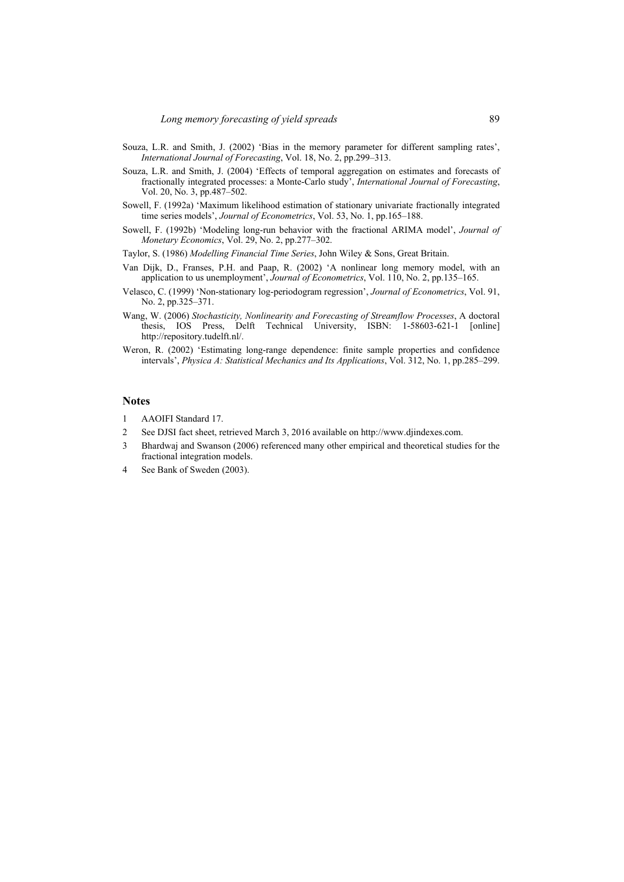Souza, L.R. and Smith, J. (2002) 'Bias in the memory parameter for different sampling rates', *International Journal of Forecasting*, Vol. 18, No. 2, pp.299–313.

Souza, L.R. and Smith, J. (2004) 'Effects of temporal aggregation on estimates and forecasts of fractionally integrated processes: a Monte-Carlo study', *International Journal of Forecasting*, Vol. 20, No. 3, pp.487–502.

Sowell, F. (1992a) 'Maximum likelihood estimation of stationary univariate fractionally integrated time series models', *Journal of Econometrics*, Vol. 53, No. 1, pp.165–188.

Sowell, F. (1992b) 'Modeling long-run behavior with the fractional ARIMA model', *Journal of Monetary Economics*, Vol. 29, No. 2, pp.277–302.

Taylor, S. (1986) *Modelling Financial Time Series*, John Wiley & Sons, Great Britain.

Van Dijk, D., Franses, P.H. and Paap, R. (2002) 'A nonlinear long memory model, with an application to us unemployment', *Journal of Econometrics*, Vol. 110, No. 2, pp.135–165.

Velasco, C. (1999) 'Non-stationary log-periodogram regression', *Journal of Econometrics*, Vol. 91, No. 2, pp.325–371.

Wang, W. (2006) *Stochasticity, Nonlinearity and Forecasting of Streamflow Processes*, A doctoral thesis, IOS Press, Delft Technical University, ISBN: 1-58603-621-1 [online] http://repository.tudelft.nl/.

Weron, R. (2002) 'Estimating long-range dependence: finite sample properties and confidence intervals', *Physica A: Statistical Mechanics and Its Applications*, Vol. 312, No. 1, pp.285–299.

## Notes

1. AAOIFI Standard 17.
2. See DJSI fact sheet, retrieved March 3, 2016 available on http://www.djindexes.com.
3. Bhardwaj and Swanson (2006) referenced many other empirical and theoretical studies for the fractional integration models.
4. See Bank of Sweden (2003).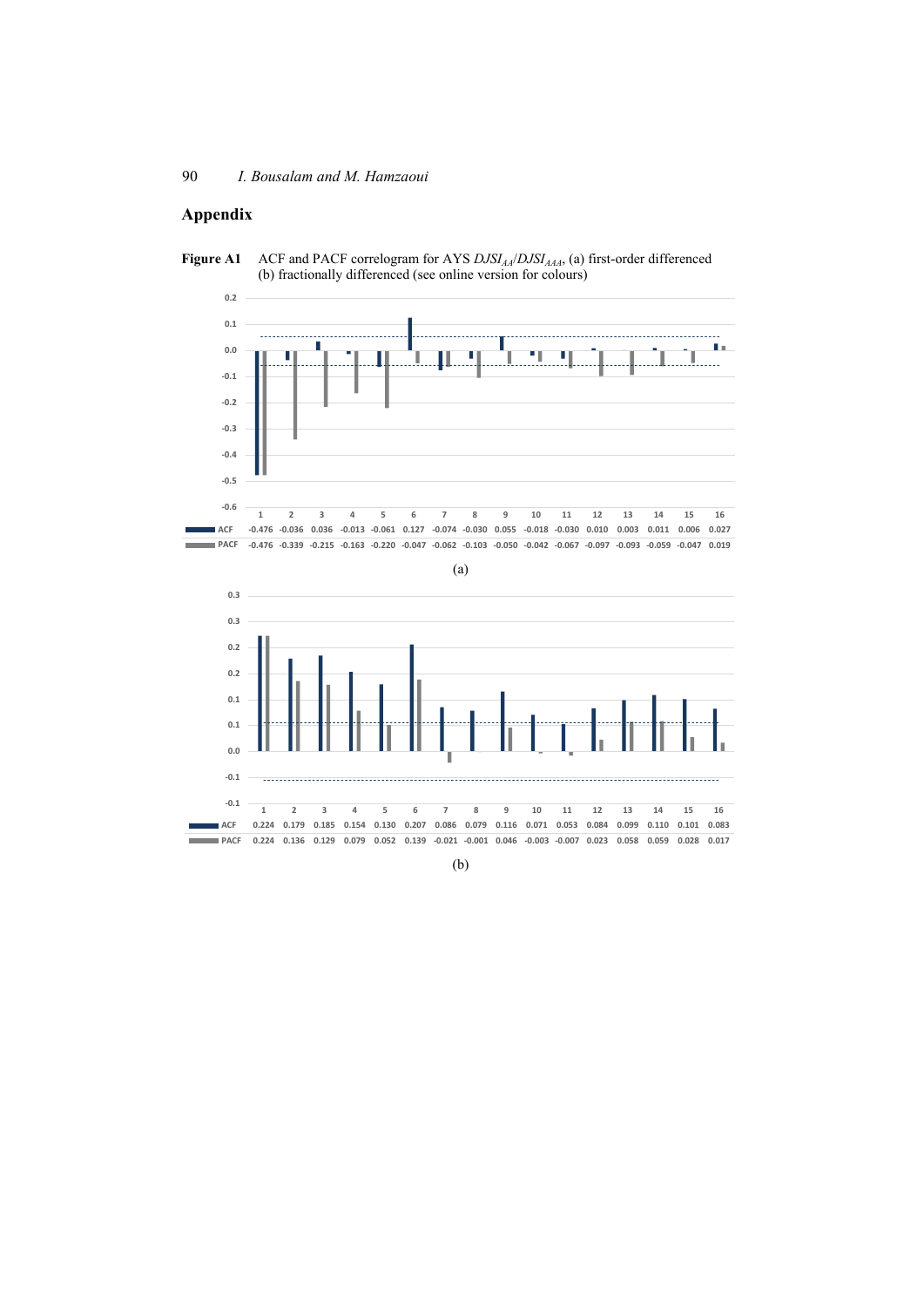## Appendix

**Figure A1** ACF and PACF correlogram for AYS $DJSI_{AA}/DJSI_{AAA}$, (a) first-order differenced (b) fractionally differenced (see online version for colours)

| | 1 | 2 | 3 | 4 | 5 | 6 | 7 | 8 | 9 | 10 | 11 | 12 | 13 | 14 | 15 | 16 |
|---|---|---|---|---|---|---|---|---|---|---|---|---|---|---|---|---|
| ACF | -0.476 | -0.036 | 0.036 | -0.013 | -0.061 | 0.127 | -0.074 | -0.030 | 0.055 | -0.018 | -0.030 | 0.010 | 0.003 | 0.011 | 0.006 | 0.027 |
| PACF | -0.476 | -0.339 | -0.215 | -0.163 | -0.220 | -0.047 | -0.062 | -0.103 | -0.050 | -0.042 | -0.067 | -0.097 | -0.093 | -0.059 | -0.047 | 0.019 |

(a)

| | 1 | 2 | 3 | 4 | 5 | 6 | 7 | 8 | 9 | 10 | 11 | 12 | 13 | 14 | 15 | 16 |
|---|---|---|---|---|---|---|---|---|---|---|---|---|---|---|---|---|
| ACF | 0.224 | 0.179 | 0.185 | 0.154 | 0.130 | 0.207 | 0.086 | 0.079 | 0.116 | 0.071 | 0.053 | 0.084 | 0.099 | 0.110 | 0.101 | 0.083 |
| PACF | 0.224 | 0.136 | 0.129 | 0.079 | 0.052 | 0.139 | -0.021 | -0.001 | 0.046 | -0.003 | -0.007 | 0.023 | 0.058 | 0.059 | 0.028 | 0.017 |

(b)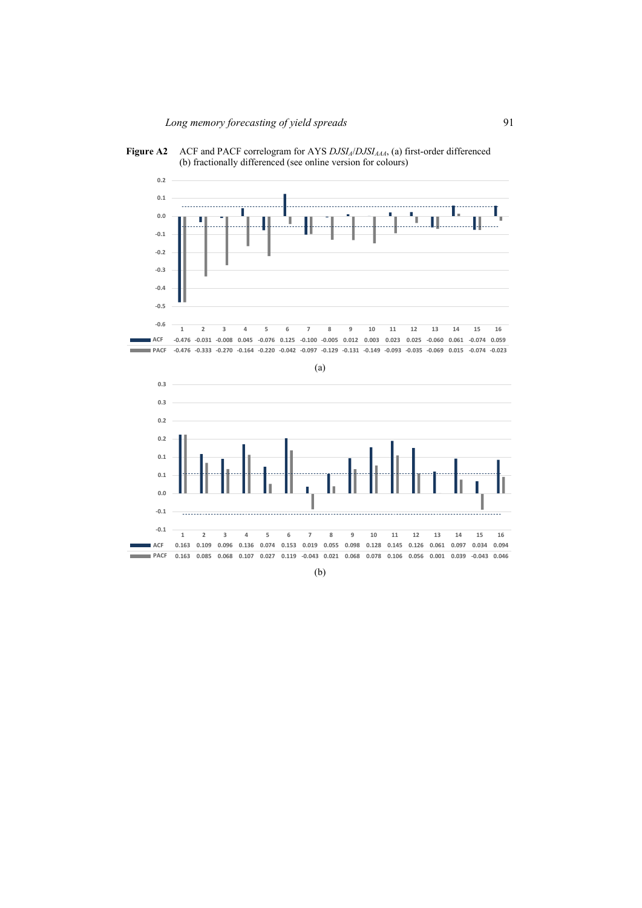**Figure A2** ACF and PACF correlogram for AYS $DJSI_A/DJSI_{AAA}$, (a) first-order differenced (b) fractionally differenced (see online version for colours)

| | 1 | 2 | 3 | 4 | 5 | 6 | 7 | 8 | 9 | 10 | 11 | 12 | 13 | 14 | 15 | 16 |
|---|---|---|---|---|---|---|---|---|---|---|---|---|---|---|---|---|
| ACF | -0.476 | -0.031 | -0.008 | 0.045 | -0.076 | 0.125 | -0.100 | -0.005 | 0.012 | 0.003 | 0.023 | 0.025 | -0.060 | 0.061 | -0.074 | 0.059 |
| PACF | -0.476 | -0.333 | -0.270 | -0.164 | -0.220 | -0.042 | -0.097 | -0.129 | -0.131 | -0.149 | -0.093 | -0.035 | -0.069 | 0.015 | -0.074 | -0.023 |

(a)

| | 1 | 2 | 3 | 4 | 5 | 6 | 7 | 8 | 9 | 10 | 11 | 12 | 13 | 14 | 15 | 16 |
|---|---|---|---|---|---|---|---|---|---|---|---|---|---|---|---|---|
| ACF | 0.163 | 0.109 | 0.096 | 0.136 | 0.074 | 0.153 | 0.019 | 0.055 | 0.098 | 0.128 | 0.145 | 0.126 | 0.061 | 0.097 | 0.034 | 0.094 |
| PACF | 0.163 | 0.085 | 0.068 | 0.107 | 0.027 | 0.119 | -0.043 | 0.021 | 0.068 | 0.078 | 0.106 | 0.056 | 0.001 | 0.039 | -0.043 | 0.046 |

(b)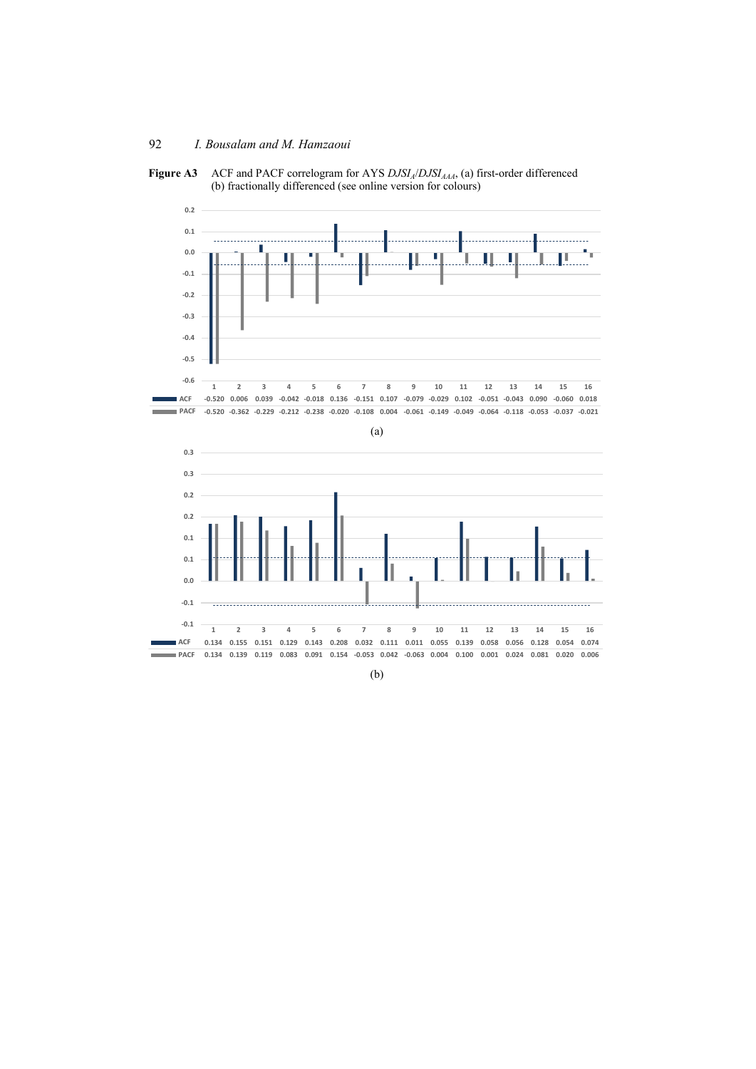**Figure A3** ACF and PACF correlogram for AYS $DJSI_A/DJSI_{AAA}$, (a) first-order differenced (b) fractionally differenced (see online version for colours)

0.2
0.1
0.0
-0.1
-0.2
-0.3
-0.4
-0.5
-0.6

1 2 3 4 5 6 7 8 9 10 11 12 13 14 15 16

ACF -0.520 0.006 0.039 -0.042 -0.018 0.136 -0.151 0.107 -0.079 -0.029 0.102 -0.051 -0.043 0.090 -0.060 0.018

PACF -0.520 -0.362 -0.229 -0.212 -0.238 -0.020 -0.108 0.004 -0.061 -0.149 -0.049 -0.064 -0.118 -0.053 -0.037 -0.021

(a)

0.3
0.3
0.2
0.2
0.1
0.1
0.0
-0.1
-0.1

1 2 3 4 5 6 7 8 9 10 11 12 13 14 15 16

ACF 0.134 0.155 0.151 0.129 0.143 0.208 0.032 0.111 0.011 0.055 0.139 0.058 0.056 0.128 0.054 0.074

PACF 0.134 0.139 0.119 0.083 0.091 0.154 -0.053 0.042 -0.063 0.004 0.100 0.001 0.024 0.081 0.020 0.006

(b)